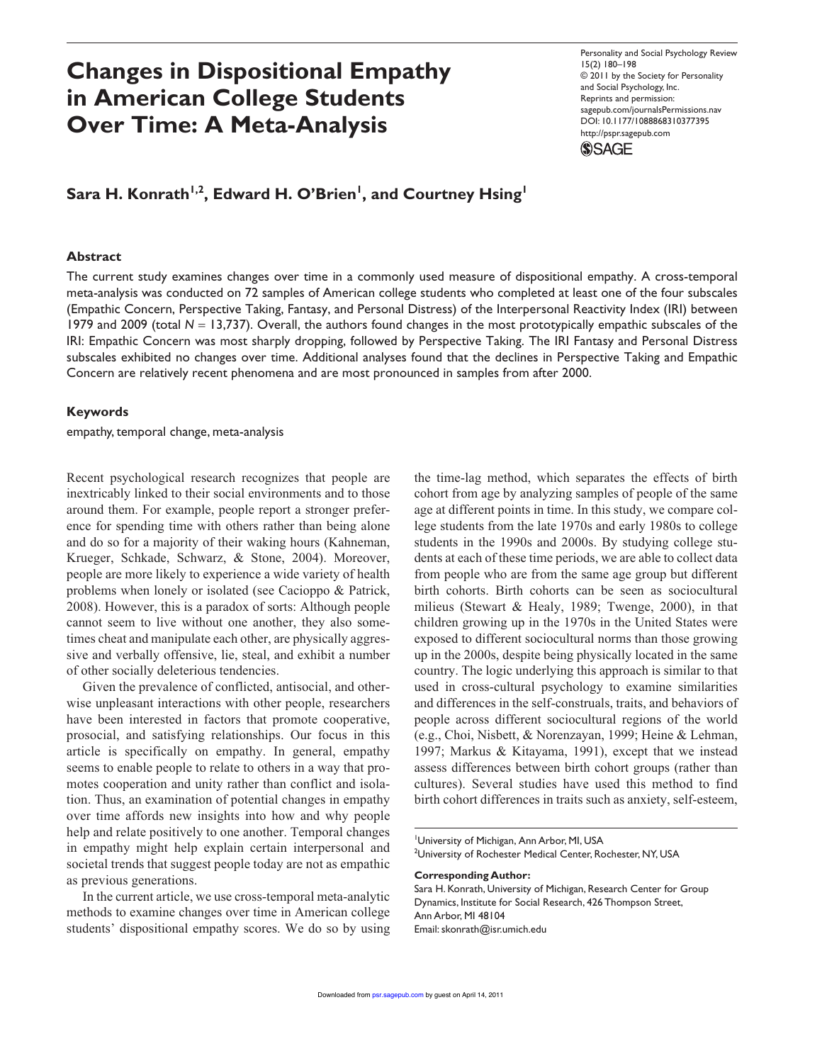# Changes in Dispositional Empathy in American College Students Over Time: A Meta-Analysis

Personality and Social Psychology Review
15(2) 180–198
© 2011 by the Society for Personality and Social Psychology, Inc.
Reprints and permission: sagepub.com/journalsPermissions.nav
DOI: 10.1177/1088868310377395
http://pspr.sagepub.com

**Sara H. Konrath[1,2], Edward H. O'Brien[1], and Courtney Hsing[1]**

## Abstract

The current study examines changes over time in a commonly used measure of dispositional empathy. A cross-temporal meta-analysis was conducted on 72 samples of American college students who completed at least one of the four subscales (Empathic Concern, Perspective Taking, Fantasy, and Personal Distress) of the Interpersonal Reactivity Index (IRI) between 1979 and 2009 (total $N = 13{,}737$). Overall, the authors found changes in the most prototypically empathic subscales of the IRI: Empathic Concern was most sharply dropping, followed by Perspective Taking. The IRI Fantasy and Personal Distress subscales exhibited no changes over time. Additional analyses found that the declines in Perspective Taking and Empathic Concern are relatively recent phenomena and are most pronounced in samples from after 2000.

## Keywords

empathy, temporal change, meta-analysis

Recent psychological research recognizes that people are inextricably linked to their social environments and to those around them. For example, people report a stronger preference for spending time with others rather than being alone and do so for a majority of their waking hours (Kahneman, Krueger, Schkade, Schwarz, & Stone, 2004). Moreover, people are more likely to experience a wide variety of health problems when lonely or isolated (see Cacioppo & Patrick, 2008). However, this is a paradox of sorts: Although people cannot seem to live without one another, they also sometimes cheat and manipulate each other, are physically aggressive and verbally offensive, lie, steal, and exhibit a number of other socially deleterious tendencies.

Given the prevalence of conflicted, antisocial, and otherwise unpleasant interactions with other people, researchers have been interested in factors that promote cooperative, prosocial, and satisfying relationships. Our focus in this article is specifically on empathy. In general, empathy seems to enable people to relate to others in a way that promotes cooperation and unity rather than conflict and isolation. Thus, an examination of potential changes in empathy over time affords new insights into how and why people help and relate positively to one another. Temporal changes in empathy might help explain certain interpersonal and societal trends that suggest people today are not as empathic as previous generations.

In the current article, we use cross-temporal meta-analytic methods to examine changes over time in American college students' dispositional empathy scores. We do so by using the time-lag method, which separates the effects of birth cohort from age by analyzing samples of people of the same age at different points in time. In this study, we compare college students from the late 1970s and early 1980s to college students in the 1990s and 2000s. By studying college students at each of these time periods, we are able to collect data from people who are from the same age group but different birth cohorts. Birth cohorts can be seen as sociocultural milieus (Stewart & Healy, 1989; Twenge, 2000), in that children growing up in the 1970s in the United States were exposed to different sociocultural norms than those growing up in the 2000s, despite being physically located in the same country. The logic underlying this approach is similar to that used in cross-cultural psychology to examine similarities and differences in the self-construals, traits, and behaviors of people across different sociocultural regions of the world (e.g., Choi, Nisbett, & Norenzayan, 1999; Heine & Lehman, 1997; Markus & Kitayama, 1991), except that we instead assess differences between birth cohort groups (rather than cultures). Several studies have used this method to find birth cohort differences in traits such as anxiety, self-esteem,

[1]University of Michigan, Ann Arbor, MI, USA
[2]University of Rochester Medical Center, Rochester, NY, USA

**Corresponding Author:**
Sara H. Konrath, University of Michigan, Research Center for Group Dynamics, Institute for Social Research, 426 Thompson Street, Ann Arbor, MI 48104
Email: skonrath@isr.umich.edu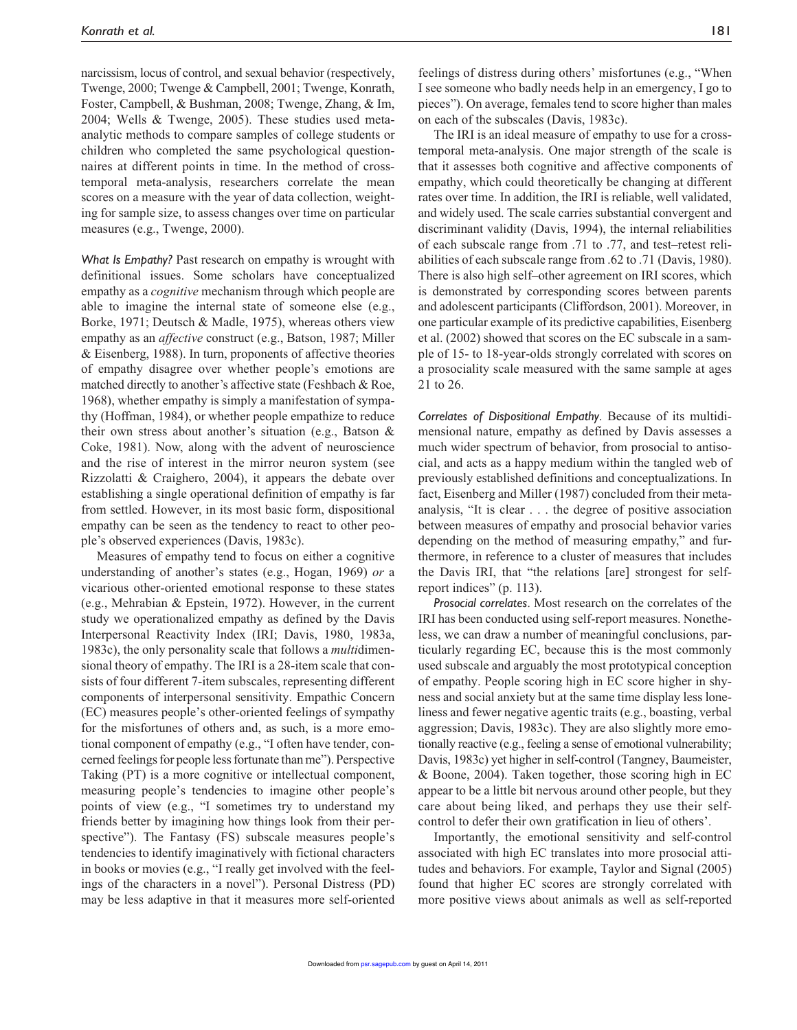narcissism, locus of control, and sexual behavior (respectively, Twenge, 2000; Twenge & Campbell, 2001; Twenge, Konrath, Foster, Campbell, & Bushman, 2008; Twenge, Zhang, & Im, 2004; Wells & Twenge, 2005). These studies used meta-analytic methods to compare samples of college students or children who completed the same psychological questionnaires at different points in time. In the method of cross-temporal meta-analysis, researchers correlate the mean scores on a measure with the year of data collection, weighting for sample size, to assess changes over time on particular measures (e.g., Twenge, 2000).

*What Is Empathy?* Past research on empathy is wrought with definitional issues. Some scholars have conceptualized empathy as a *cognitive* mechanism through which people are able to imagine the internal state of someone else (e.g., Borke, 1971; Deutsch & Madle, 1975), whereas others view empathy as an *affective* construct (e.g., Batson, 1987; Miller & Eisenberg, 1988). In turn, proponents of affective theories of empathy disagree over whether people's emotions are matched directly to another's affective state (Feshbach & Roe, 1968), whether empathy is simply a manifestation of sympathy (Hoffman, 1984), or whether people empathize to reduce their own stress about another's situation (e.g., Batson & Coke, 1981). Now, along with the advent of neuroscience and the rise of interest in the mirror neuron system (see Rizzolatti & Craighero, 2004), it appears the debate over establishing a single operational definition of empathy is far from settled. However, in its most basic form, dispositional empathy can be seen as the tendency to react to other people's observed experiences (Davis, 1983c).

Measures of empathy tend to focus on either a cognitive understanding of another's states (e.g., Hogan, 1969) *or* a vicarious other-oriented emotional response to these states (e.g., Mehrabian & Epstein, 1972). However, in the current study we operationalized empathy as defined by the Davis Interpersonal Reactivity Index (IRI; Davis, 1980, 1983a, 1983c), the only personality scale that follows a *multi*dimensional theory of empathy. The IRI is a 28-item scale that consists of four different 7-item subscales, representing different components of interpersonal sensitivity. Empathic Concern (EC) measures people's other-oriented feelings of sympathy for the misfortunes of others and, as such, is a more emotional component of empathy (e.g., "I often have tender, concerned feelings for people less fortunate than me"). Perspective Taking (PT) is a more cognitive or intellectual component, measuring people's tendencies to imagine other people's points of view (e.g., "I sometimes try to understand my friends better by imagining how things look from their perspective"). The Fantasy (FS) subscale measures people's tendencies to identify imaginatively with fictional characters in books or movies (e.g., "I really get involved with the feelings of the characters in a novel"). Personal Distress (PD) may be less adaptive in that it measures more self-oriented feelings of distress during others' misfortunes (e.g., "When I see someone who badly needs help in an emergency, I go to pieces"). On average, females tend to score higher than males on each of the subscales (Davis, 1983c).

The IRI is an ideal measure of empathy to use for a cross-temporal meta-analysis. One major strength of the scale is that it assesses both cognitive and affective components of empathy, which could theoretically be changing at different rates over time. In addition, the IRI is reliable, well validated, and widely used. The scale carries substantial convergent and discriminant validity (Davis, 1994), the internal reliabilities of each subscale range from .71 to .77, and test–retest reliabilities of each subscale range from .62 to .71 (Davis, 1980). There is also high self–other agreement on IRI scores, which is demonstrated by corresponding scores between parents and adolescent participants (Cliffordson, 2001). Moreover, in one particular example of its predictive capabilities, Eisenberg et al. (2002) showed that scores on the EC subscale in a sample of 15- to 18-year-olds strongly correlated with scores on a prosociality scale measured with the same sample at ages 21 to 26.

*Correlates of Dispositional Empathy*. Because of its multidimensional nature, empathy as defined by Davis assesses a much wider spectrum of behavior, from prosocial to antisocial, and acts as a happy medium within the tangled web of previously established definitions and conceptualizations. In fact, Eisenberg and Miller (1987) concluded from their meta-analysis, "It is clear . . . the degree of positive association between measures of empathy and prosocial behavior varies depending on the method of measuring empathy," and furthermore, in reference to a cluster of measures that includes the Davis IRI, that "the relations [are] strongest for self-report indices" (p. 113).

*Prosocial correlates*. Most research on the correlates of the IRI has been conducted using self-report measures. Nonetheless, we can draw a number of meaningful conclusions, particularly regarding EC, because this is the most commonly used subscale and arguably the most prototypical conception of empathy. People scoring high in EC score higher in shyness and social anxiety but at the same time display less loneliness and fewer negative agentic traits (e.g., boasting, verbal aggression; Davis, 1983c). They are also slightly more emotionally reactive (e.g., feeling a sense of emotional vulnerability; Davis, 1983c) yet higher in self-control (Tangney, Baumeister, & Boone, 2004). Taken together, those scoring high in EC appear to be a little bit nervous around other people, but they care about being liked, and perhaps they use their self-control to defer their own gratification in lieu of others'.

Importantly, the emotional sensitivity and self-control associated with high EC translates into more prosocial attitudes and behaviors. For example, Taylor and Signal (2005) found that higher EC scores are strongly correlated with more positive views about animals as well as self-reported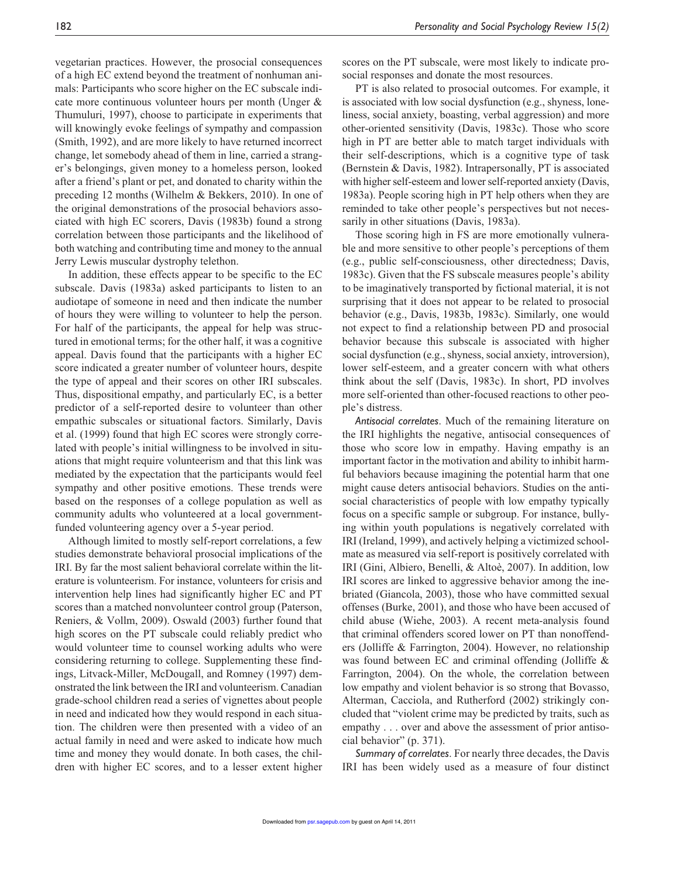vegetarian practices. However, the prosocial consequences of a high EC extend beyond the treatment of nonhuman animals: Participants who score higher on the EC subscale indicate more continuous volunteer hours per month (Unger & Thumuluri, 1997), choose to participate in experiments that will knowingly evoke feelings of sympathy and compassion (Smith, 1992), and are more likely to have returned incorrect change, let somebody ahead of them in line, carried a stranger's belongings, given money to a homeless person, looked after a friend's plant or pet, and donated to charity within the preceding 12 months (Wilhelm & Bekkers, 2010). In one of the original demonstrations of the prosocial behaviors associated with high EC scorers, Davis (1983b) found a strong correlation between those participants and the likelihood of both watching and contributing time and money to the annual Jerry Lewis muscular dystrophy telethon.

In addition, these effects appear to be specific to the EC subscale. Davis (1983a) asked participants to listen to an audiotape of someone in need and then indicate the number of hours they were willing to volunteer to help the person. For half of the participants, the appeal for help was structured in emotional terms; for the other half, it was a cognitive appeal. Davis found that the participants with a higher EC score indicated a greater number of volunteer hours, despite the type of appeal and their scores on other IRI subscales. Thus, dispositional empathy, and particularly EC, is a better predictor of a self-reported desire to volunteer than other empathic subscales or situational factors. Similarly, Davis et al. (1999) found that high EC scores were strongly correlated with people's initial willingness to be involved in situations that might require volunteerism and that this link was mediated by the expectation that the participants would feel sympathy and other positive emotions. These trends were based on the responses of a college population as well as community adults who volunteered at a local government-funded volunteering agency over a 5-year period.

Although limited to mostly self-report correlations, a few studies demonstrate behavioral prosocial implications of the IRI. By far the most salient behavioral correlate within the literature is volunteerism. For instance, volunteers for crisis and intervention help lines had significantly higher EC and PT scores than a matched nonvolunteer control group (Paterson, Reniers, & Vollm, 2009). Oswald (2003) further found that high scores on the PT subscale could reliably predict who would volunteer time to counsel working adults who were considering returning to college. Supplementing these findings, Litvack-Miller, McDougall, and Romney (1997) demonstrated the link between the IRI and volunteerism. Canadian grade-school children read a series of vignettes about people in need and indicated how they would respond in each situation. The children were then presented with a video of an actual family in need and were asked to indicate how much time and money they would donate. In both cases, the children with higher EC scores, and to a lesser extent higher scores on the PT subscale, were most likely to indicate prosocial responses and donate the most resources.

PT is also related to prosocial outcomes. For example, it is associated with low social dysfunction (e.g., shyness, loneliness, social anxiety, boasting, verbal aggression) and more other-oriented sensitivity (Davis, 1983c). Those who score high in PT are better able to match target individuals with their self-descriptions, which is a cognitive type of task (Bernstein & Davis, 1982). Intrapersonally, PT is associated with higher self-esteem and lower self-reported anxiety (Davis, 1983a). People scoring high in PT help others when they are reminded to take other people's perspectives but not necessarily in other situations (Davis, 1983a).

Those scoring high in FS are more emotionally vulnerable and more sensitive to other people's perceptions of them (e.g., public self-consciousness, other directedness; Davis, 1983c). Given that the FS subscale measures people's ability to be imaginatively transported by fictional material, it is not surprising that it does not appear to be related to prosocial behavior (e.g., Davis, 1983b, 1983c). Similarly, one would not expect to find a relationship between PD and prosocial behavior because this subscale is associated with higher social dysfunction (e.g., shyness, social anxiety, introversion), lower self-esteem, and a greater concern with what others think about the self (Davis, 1983c). In short, PD involves more self-oriented than other-focused reactions to other people's distress.

*Antisocial correlates*. Much of the remaining literature on the IRI highlights the negative, antisocial consequences of those who score low in empathy. Having empathy is an important factor in the motivation and ability to inhibit harmful behaviors because imagining the potential harm that one might cause deters antisocial behaviors. Studies on the antisocial characteristics of people with low empathy typically focus on a specific sample or subgroup. For instance, bullying within youth populations is negatively correlated with IRI (Ireland, 1999), and actively helping a victimized schoolmate as measured via self-report is positively correlated with IRI (Gini, Albiero, Benelli, & Altoè, 2007). In addition, low IRI scores are linked to aggressive behavior among the inebriated (Giancola, 2003), those who have committed sexual offenses (Burke, 2001), and those who have been accused of child abuse (Wiehe, 2003). A recent meta-analysis found that criminal offenders scored lower on PT than nonoffenders (Jolliffe & Farrington, 2004). However, no relationship was found between EC and criminal offending (Jolliffe & Farrington, 2004). On the whole, the correlation between low empathy and violent behavior is so strong that Bovasso, Alterman, Cacciola, and Rutherford (2002) strikingly concluded that "violent crime may be predicted by traits, such as empathy . . . over and above the assessment of prior antisocial behavior" (p. 371).

*Summary of correlates*. For nearly three decades, the Davis IRI has been widely used as a measure of four distinct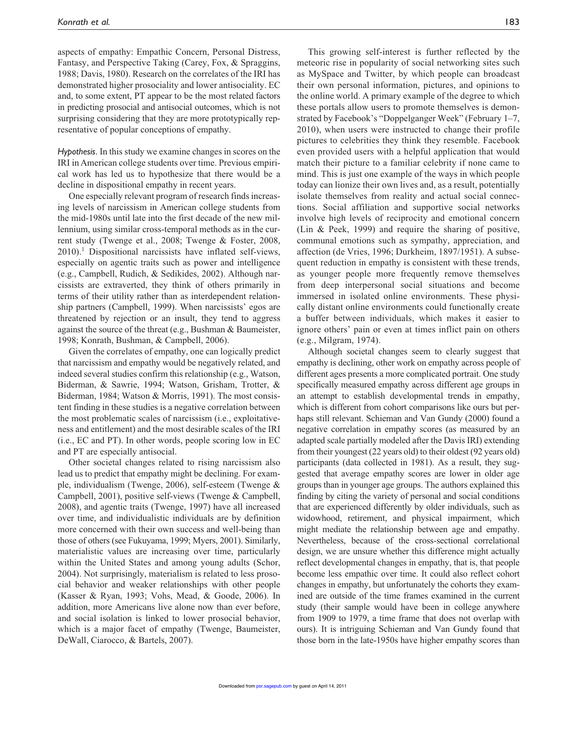aspects of empathy: Empathic Concern, Personal Distress, Fantasy, and Perspective Taking (Carey, Fox, & Spraggins, 1988; Davis, 1980). Research on the correlates of the IRI has demonstrated higher prosociality and lower antisociality. EC and, to some extent, PT appear to be the most related factors in predicting prosocial and antisocial outcomes, which is not surprising considering that they are more prototypically representative of popular conceptions of empathy.

*Hypothesis*. In this study we examine changes in scores on the IRI in American college students over time. Previous empirical work has led us to hypothesize that there would be a decline in dispositional empathy in recent years.

One especially relevant program of research finds increasing levels of narcissism in American college students from the mid-1980s until late into the first decade of the new millennium, using similar cross-temporal methods as in the current study (Twenge et al., 2008; Twenge & Foster, 2008, 2010).[1] Dispositional narcissists have inflated self-views, especially on agentic traits such as power and intelligence (e.g., Campbell, Rudich, & Sedikides, 2002). Although narcissists are extraverted, they think of others primarily in terms of their utility rather than as interdependent relationship partners (Campbell, 1999). When narcissists' egos are threatened by rejection or an insult, they tend to aggress against the source of the threat (e.g., Bushman & Baumeister, 1998; Konrath, Bushman, & Campbell, 2006).

Given the correlates of empathy, one can logically predict that narcissism and empathy would be negatively related, and indeed several studies confirm this relationship (e.g., Watson, Biderman, & Sawrie, 1994; Watson, Grisham, Trotter, & Biderman, 1984; Watson & Morris, 1991). The most consistent finding in these studies is a negative correlation between the most problematic scales of narcissism (i.e., exploitativeness and entitlement) and the most desirable scales of the IRI (i.e., EC and PT). In other words, people scoring low in EC and PT are especially antisocial.

Other societal changes related to rising narcissism also lead us to predict that empathy might be declining. For example, individualism (Twenge, 2006), self-esteem (Twenge & Campbell, 2001), positive self-views (Twenge & Campbell, 2008), and agentic traits (Twenge, 1997) have all increased over time, and individualistic individuals are by definition more concerned with their own success and well-being than those of others (see Fukuyama, 1999; Myers, 2001). Similarly, materialistic values are increasing over time, particularly within the United States and among young adults (Schor, 2004). Not surprisingly, materialism is related to less prosocial behavior and weaker relationships with other people (Kasser & Ryan, 1993; Vohs, Mead, & Goode, 2006). In addition, more Americans live alone now than ever before, and social isolation is linked to lower prosocial behavior, which is a major facet of empathy (Twenge, Baumeister, DeWall, Ciarocco, & Bartels, 2007).

This growing self-interest is further reflected by the meteoric rise in popularity of social networking sites such as MySpace and Twitter, by which people can broadcast their own personal information, pictures, and opinions to the online world. A primary example of the degree to which these portals allow users to promote themselves is demonstrated by Facebook's "Doppelganger Week" (February 1–7, 2010), when users were instructed to change their profile pictures to celebrities they think they resemble. Facebook even provided users with a helpful application that would match their picture to a familiar celebrity if none came to mind. This is just one example of the ways in which people today can lionize their own lives and, as a result, potentially isolate themselves from reality and actual social connections. Social affiliation and supportive social networks involve high levels of reciprocity and emotional concern (Lin & Peek, 1999) and require the sharing of positive, communal emotions such as sympathy, appreciation, and affection (de Vries, 1996; Durkheim, 1897/1951). A subsequent reduction in empathy is consistent with these trends, as younger people more frequently remove themselves from deep interpersonal social situations and become immersed in isolated online environments. These physically distant online environments could functionally create a buffer between individuals, which makes it easier to ignore others' pain or even at times inflict pain on others (e.g., Milgram, 1974).

Although societal changes seem to clearly suggest that empathy is declining, other work on empathy across people of different ages presents a more complicated portrait. One study specifically measured empathy across different age groups in an attempt to establish developmental trends in empathy, which is different from cohort comparisons like ours but perhaps still relevant. Schieman and Van Gundy (2000) found a negative correlation in empathy scores (as measured by an adapted scale partially modeled after the Davis IRI) extending from their youngest (22 years old) to their oldest (92 years old) participants (data collected in 1981). As a result, they suggested that average empathy scores are lower in older age groups than in younger age groups. The authors explained this finding by citing the variety of personal and social conditions that are experienced differently by older individuals, such as widowhood, retirement, and physical impairment, which might mediate the relationship between age and empathy. Nevertheless, because of the cross-sectional correlational design, we are unsure whether this difference might actually reflect developmental changes in empathy, that is, that people become less empathic over time. It could also reflect cohort changes in empathy, but unfortunately the cohorts they examined are outside of the time frames examined in the current study (their sample would have been in college anywhere from 1909 to 1979, a time frame that does not overlap with ours). It is intriguing Schieman and Van Gundy found that those born in the late-1950s have higher empathy scores than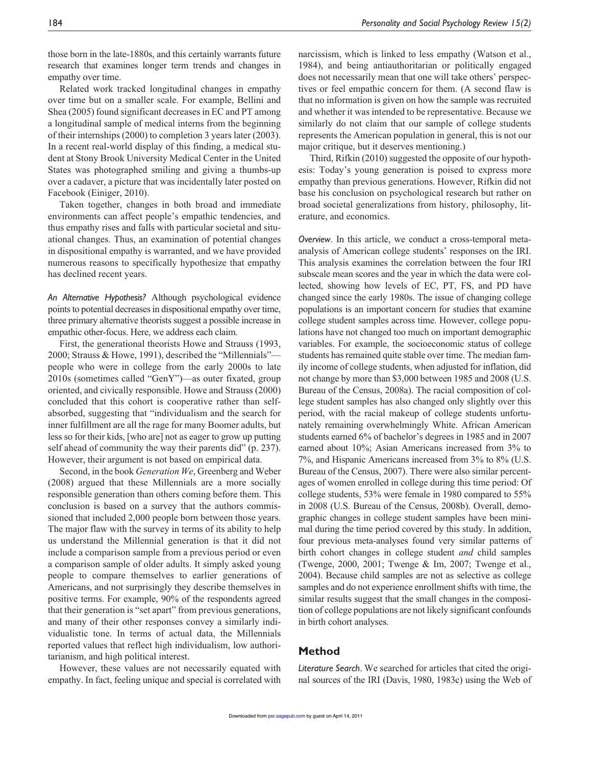those born in the late-1880s, and this certainly warrants future research that examines longer term trends and changes in empathy over time.

Related work tracked longitudinal changes in empathy over time but on a smaller scale. For example, Bellini and Shea (2005) found significant decreases in EC and PT among a longitudinal sample of medical interns from the beginning of their internships (2000) to completion 3 years later (2003). In a recent real-world display of this finding, a medical student at Stony Brook University Medical Center in the United States was photographed smiling and giving a thumbs-up over a cadaver, a picture that was incidentally later posted on Facebook (Einiger, 2010).

Taken together, changes in both broad and immediate environments can affect people's empathic tendencies, and thus empathy rises and falls with particular societal and situational changes. Thus, an examination of potential changes in dispositional empathy is warranted, and we have provided numerous reasons to specifically hypothesize that empathy has declined recent years.

*An Alternative Hypothesis?* Although psychological evidence points to potential decreases in dispositional empathy over time, three primary alternative theorists suggest a possible increase in empathic other-focus. Here, we address each claim.

First, the generational theorists Howe and Strauss (1993, 2000; Strauss & Howe, 1991), described the "Millennials"—people who were in college from the early 2000s to late 2010s (sometimes called "GenY")—as outer fixated, group oriented, and civically responsible. Howe and Strauss (2000) concluded that this cohort is cooperative rather than self-absorbed, suggesting that "individualism and the search for inner fulfillment are all the rage for many Boomer adults, but less so for their kids, [who are] not as eager to grow up putting self ahead of community the way their parents did" (p. 237). However, their argument is not based on empirical data.

Second, in the book *Generation We*, Greenberg and Weber (2008) argued that these Millennials are a more socially responsible generation than others coming before them. This conclusion is based on a survey that the authors commissioned that included 2,000 people born between those years. The major flaw with the survey in terms of its ability to help us understand the Millennial generation is that it did not include a comparison sample from a previous period or even a comparison sample of older adults. It simply asked young people to compare themselves to earlier generations of Americans, and not surprisingly they describe themselves in positive terms. For example, 90% of the respondents agreed that their generation is "set apart" from previous generations, and many of their other responses convey a similarly individualistic tone. In terms of actual data, the Millennials reported values that reflect high individualism, low authoritarianism, and high political interest.

However, these values are not necessarily equated with empathy. In fact, feeling unique and special is correlated with narcissism, which is linked to less empathy (Watson et al., 1984), and being antiauthoritarian or politically engaged does not necessarily mean that one will take others' perspectives or feel empathic concern for them. (A second flaw is that no information is given on how the sample was recruited and whether it was intended to be representative. Because we similarly do not claim that our sample of college students represents the American population in general, this is not our major critique, but it deserves mentioning.)

Third, Rifkin (2010) suggested the opposite of our hypothesis: Today's young generation is poised to express more empathy than previous generations. However, Rifkin did not base his conclusion on psychological research but rather on broad societal generalizations from history, philosophy, literature, and economics.

*Overview*. In this article, we conduct a cross-temporal meta-analysis of American college students' responses on the IRI. This analysis examines the correlation between the four IRI subscale mean scores and the year in which the data were collected, showing how levels of EC, PT, FS, and PD have changed since the early 1980s. The issue of changing college populations is an important concern for studies that examine college student samples across time. However, college populations have not changed too much on important demographic variables. For example, the socioeconomic status of college students has remained quite stable over time. The median family income of college students, when adjusted for inflation, did not change by more than \$3,000 between 1985 and 2008 (U.S. Bureau of the Census, 2008a). The racial composition of college student samples has also changed only slightly over this period, with the racial makeup of college students unfortunately remaining overwhelmingly White. African American students earned 6% of bachelor's degrees in 1985 and in 2007 earned about 10%; Asian Americans increased from 3% to 7%, and Hispanic Americans increased from 3% to 8% (U.S. Bureau of the Census, 2007). There were also similar percentages of women enrolled in college during this time period: Of college students, 53% were female in 1980 compared to 55% in 2008 (U.S. Bureau of the Census, 2008b). Overall, demographic changes in college student samples have been minimal during the time period covered by this study. In addition, four previous meta-analyses found very similar patterns of birth cohort changes in college student *and* child samples (Twenge, 2000, 2001; Twenge & Im, 2007; Twenge et al., 2004). Because child samples are not as selective as college samples and do not experience enrollment shifts with time, the similar results suggest that the small changes in the composition of college populations are not likely significant confounds in birth cohort analyses.

## Method

*Literature Search*. We searched for articles that cited the original sources of the IRI (Davis, 1980, 1983c) using the Web of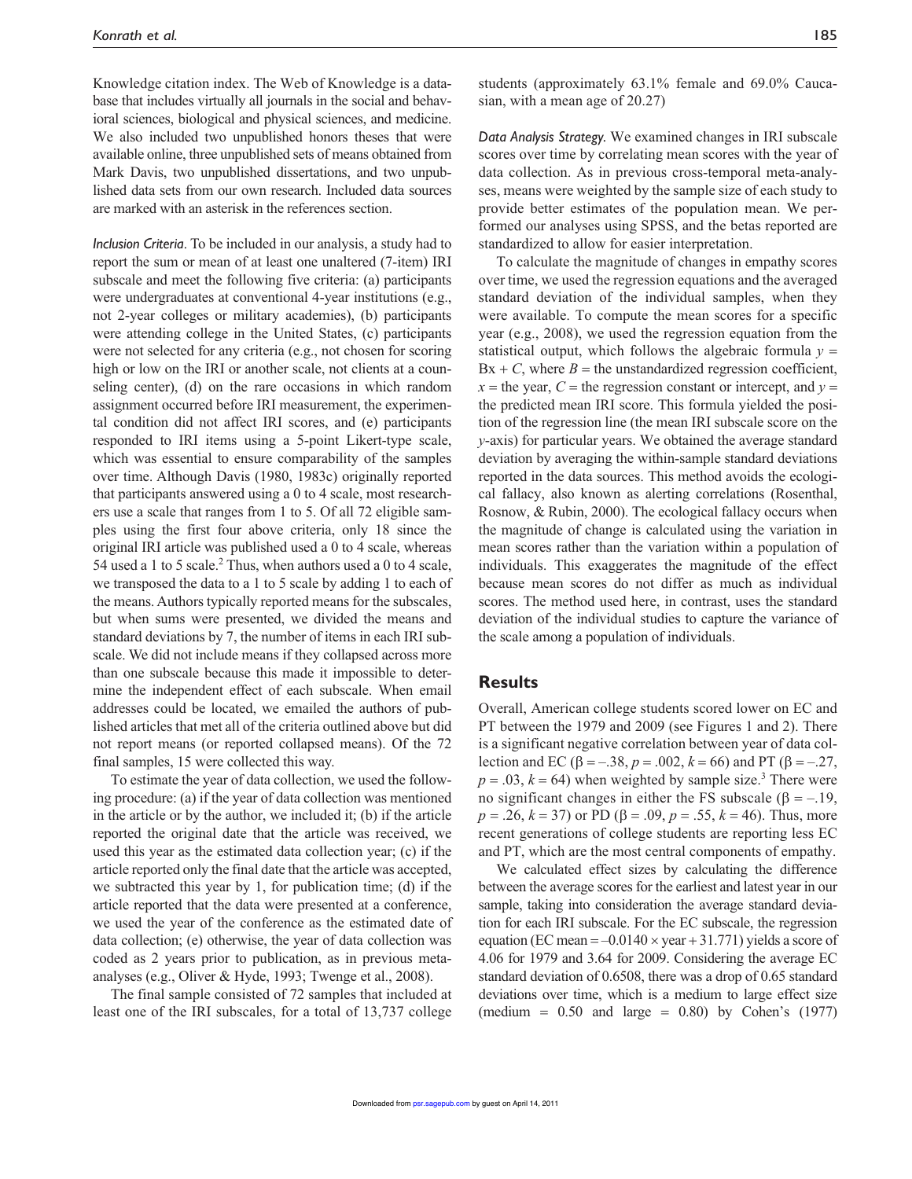Knowledge citation index. The Web of Knowledge is a database that includes virtually all journals in the social and behavioral sciences, biological and physical sciences, and medicine. We also included two unpublished honors theses that were available online, three unpublished sets of means obtained from Mark Davis, two unpublished dissertations, and two unpublished data sets from our own research. Included data sources are marked with an asterisk in the references section.

*Inclusion Criteria*. To be included in our analysis, a study had to report the sum or mean of at least one unaltered (7-item) IRI subscale and meet the following five criteria: (a) participants were undergraduates at conventional 4-year institutions (e.g., not 2-year colleges or military academies), (b) participants were attending college in the United States, (c) participants were not selected for any criteria (e.g., not chosen for scoring high or low on the IRI or another scale, not clients at a counseling center), (d) on the rare occasions in which random assignment occurred before IRI measurement, the experimental condition did not affect IRI scores, and (e) participants responded to IRI items using a 5-point Likert-type scale, which was essential to ensure comparability of the samples over time. Although Davis (1980, 1983c) originally reported that participants answered using a 0 to 4 scale, most researchers use a scale that ranges from 1 to 5. Of all 72 eligible samples using the first four above criteria, only 18 since the original IRI article was published used a 0 to 4 scale, whereas 54 used a 1 to 5 scale.[2] Thus, when authors used a 0 to 4 scale, we transposed the data to a 1 to 5 scale by adding 1 to each of the means. Authors typically reported means for the subscales, but when sums were presented, we divided the means and standard deviations by 7, the number of items in each IRI subscale. We did not include means if they collapsed across more than one subscale because this made it impossible to determine the independent effect of each subscale. When email addresses could be located, we emailed the authors of published articles that met all of the criteria outlined above but did not report means (or reported collapsed means). Of the 72 final samples, 15 were collected this way.

To estimate the year of data collection, we used the following procedure: (a) if the year of data collection was mentioned in the article or by the author, we included it; (b) if the article reported the original date that the article was received, we used this year as the estimated data collection year; (c) if the article reported only the final date that the article was accepted, we subtracted this year by 1, for publication time; (d) if the article reported that the data were presented at a conference, we used the year of the conference as the estimated date of data collection; (e) otherwise, the year of data collection was coded as 2 years prior to publication, as in previous meta-analyses (e.g., Oliver & Hyde, 1993; Twenge et al., 2008).

The final sample consisted of 72 samples that included at least one of the IRI subscales, for a total of 13,737 college students (approximately 63.1% female and 69.0% Caucasian, with a mean age of 20.27)

*Data Analysis Strategy.* We examined changes in IRI subscale scores over time by correlating mean scores with the year of data collection. As in previous cross-temporal meta-analyses, means were weighted by the sample size of each study to provide better estimates of the population mean. We performed our analyses using SPSS, and the betas reported are standardized to allow for easier interpretation.

To calculate the magnitude of changes in empathy scores over time, we used the regression equations and the averaged standard deviation of the individual samples, when they were available. To compute the mean scores for a specific year (e.g., 2008), we used the regression equation from the statistical output, which follows the algebraic formula $y = Bx + C$, where $B$ = the unstandardized regression coefficient, $x$ = the year, $C$ = the regression constant or intercept, and $y$ = the predicted mean IRI score. This formula yielded the position of the regression line (the mean IRI subscale score on the $y$-axis) for particular years. We obtained the average standard deviation by averaging the within-sample standard deviations reported in the data sources. This method avoids the ecological fallacy, also known as alerting correlations (Rosenthal, Rosnow, & Rubin, 2000). The ecological fallacy occurs when the magnitude of change is calculated using the variation in mean scores rather than the variation within a population of individuals. This exaggerates the magnitude of the effect because mean scores do not differ as much as individual scores. The method used here, in contrast, uses the standard deviation of the individual studies to capture the variance of the scale among a population of individuals.

## Results

Overall, American college students scored lower on EC and PT between the 1979 and 2009 (see Figures 1 and 2). There is a significant negative correlation between year of data collection and EC ($\beta = -.38$, $p = .002$, $k = 66$) and PT ($\beta = -.27$, $p = .03$, $k = 64$) when weighted by sample size.[3] There were no significant changes in either the FS subscale ($\beta = -.19$, $p = .26$, $k = 37$) or PD ($\beta = .09$, $p = .55$, $k = 46$). Thus, more recent generations of college students are reporting less EC and PT, which are the most central components of empathy.

We calculated effect sizes by calculating the difference between the average scores for the earliest and latest year in our sample, taking into consideration the average standard deviation for each IRI subscale. For the EC subscale, the regression equation (EC mean = $-0.0140 \times$ year + 31.771) yields a score of 4.06 for 1979 and 3.64 for 2009. Considering the average EC standard deviation of 0.6508, there was a drop of 0.65 standard deviations over time, which is a medium to large effect size (medium = 0.50 and large = 0.80) by Cohen's (1977)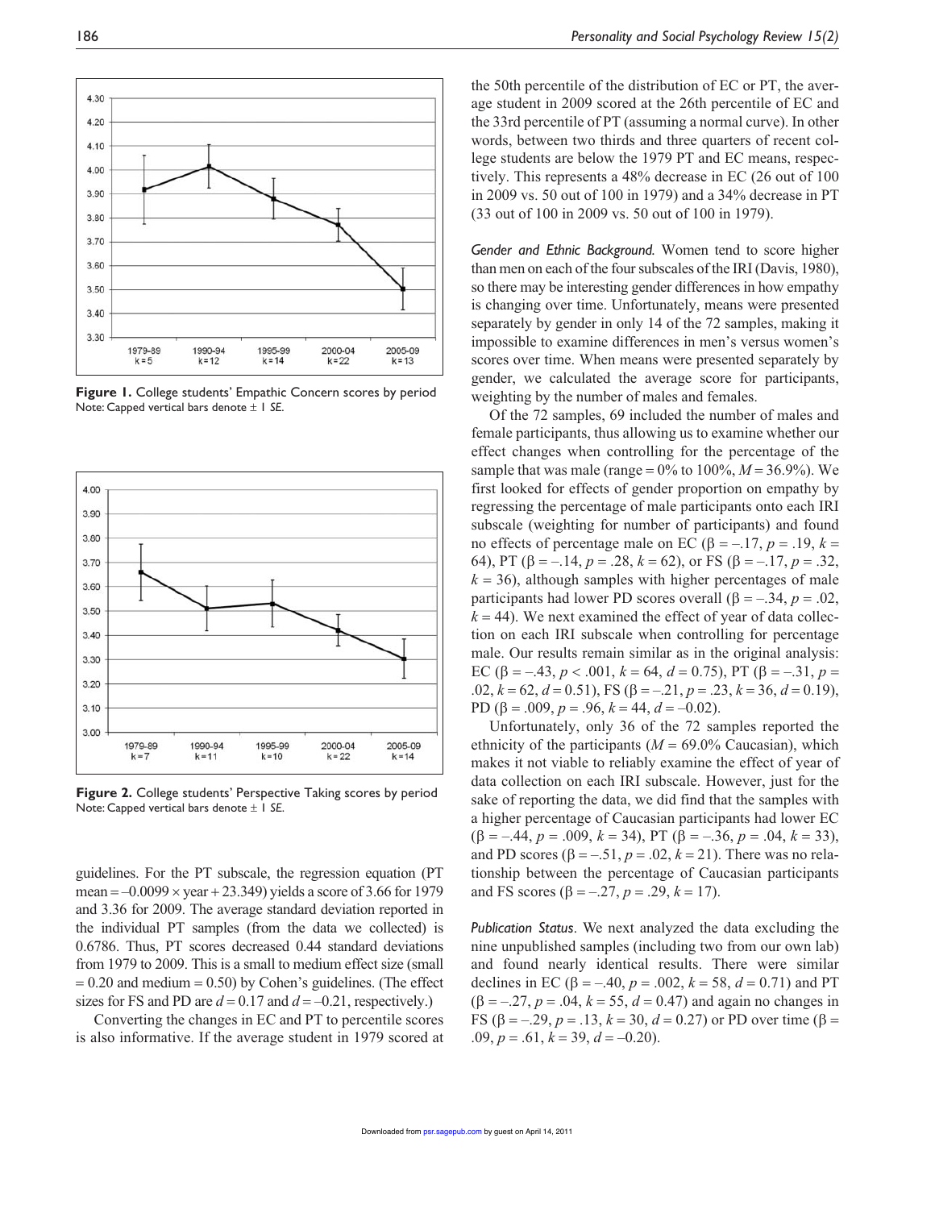**Figure 1.** College students' Empathic Concern scores by period
Note: Capped vertical bars denote ± 1 *SE*.

**Figure 2.** College students' Perspective Taking scores by period
Note: Capped vertical bars denote ± 1 *SE*.

guidelines. For the PT subscale, the regression equation (PT mean = –0.0099 × year + 23.349) yields a score of 3.66 for 1979 and 3.36 for 2009. The average standard deviation reported in the individual PT samples (from the data we collected) is 0.6786. Thus, PT scores decreased 0.44 standard deviations from 1979 to 2009. This is a small to medium effect size (small = 0.20 and medium = 0.50) by Cohen's guidelines. (The effect sizes for FS and PD are $d = 0.17$ and $d = –0.21$, respectively.)

Converting the changes in EC and PT to percentile scores is also informative. If the average student in 1979 scored at the 50th percentile of the distribution of EC or PT, the average student in 2009 scored at the 26th percentile of EC and the 33rd percentile of PT (assuming a normal curve). In other words, between two thirds and three quarters of recent college students are below the 1979 PT and EC means, respectively. This represents a 48% decrease in EC (26 out of 100 in 2009 vs. 50 out of 100 in 1979) and a 34% decrease in PT (33 out of 100 in 2009 vs. 50 out of 100 in 1979).

*Gender and Ethnic Background.* Women tend to score higher than men on each of the four subscales of the IRI (Davis, 1980), so there may be interesting gender differences in how empathy is changing over time. Unfortunately, means were presented separately by gender in only 14 of the 72 samples, making it impossible to examine differences in men's versus women's scores over time. When means were presented separately by gender, we calculated the average score for participants, weighting by the number of males and females.

Of the 72 samples, 69 included the number of males and female participants, thus allowing us to examine whether our effect changes when controlling for the percentage of the sample that was male (range = 0% to 100%, $M = 36.9\%$). We first looked for effects of gender proportion on empathy by regressing the percentage of male participants onto each IRI subscale (weighting for number of participants) and found no effects of percentage male on EC ($\beta = –.17$, $p = .19$, $k = 64$), PT ($\beta = –.14$, $p = .28$, $k = 62$), or FS ($\beta = –.17$, $p = .32$, $k = 36$), although samples with higher percentages of male participants had lower PD scores overall ($\beta = –.34$, $p = .02$, $k = 44$). We next examined the effect of year of data collection on each IRI subscale when controlling for percentage male. Our results remain similar as in the original analysis: EC ($\beta = –.43$, $p < .001$, $k = 64$, $d = 0.75$), PT ($\beta = –.31$, $p = .02$, $k = 62$, $d = 0.51$), FS ($\beta = –.21$, $p = .23$, $k = 36$, $d = 0.19$), PD ($\beta = .009$, $p = .96$, $k = 44$, $d = –0.02$).

Unfortunately, only 36 of the 72 samples reported the ethnicity of the participants ($M = 69.0\%$ Caucasian), which makes it not viable to reliably examine the effect of year of data collection on each IRI subscale. However, just for the sake of reporting the data, we did find that the samples with a higher percentage of Caucasian participants had lower EC ($\beta = –.44$, $p = .009$, $k = 34$), PT ($\beta = –.36$, $p = .04$, $k = 33$), and PD scores ($\beta = –.51$, $p = .02$, $k = 21$). There was no relationship between the percentage of Caucasian participants and FS scores ($\beta = –.27$, $p = .29$, $k = 17$).

*Publication Status*. We next analyzed the data excluding the nine unpublished samples (including two from our own lab) and found nearly identical results. There were similar declines in EC ($\beta = –.40$, $p = .002$, $k = 58$, $d = 0.71$) and PT ($\beta = –.27$, $p = .04$, $k = 55$, $d = 0.47$) and again no changes in FS ($\beta = –.29$, $p = .13$, $k = 30$, $d = 0.27$) or PD over time ($\beta = .09$, $p = .61$, $k = 39$, $d = –0.20$).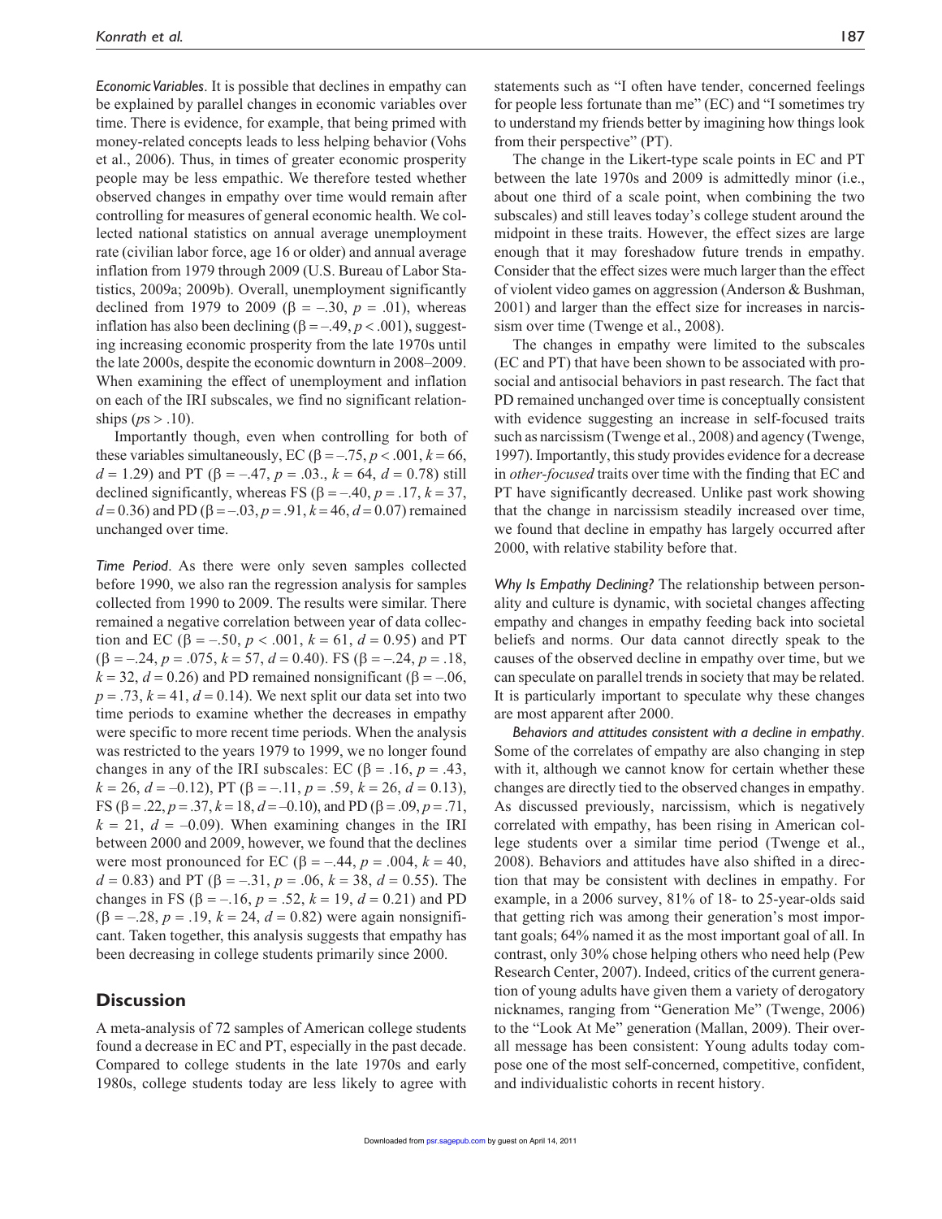*Economic Variables*. It is possible that declines in empathy can be explained by parallel changes in economic variables over time. There is evidence, for example, that being primed with money-related concepts leads to less helping behavior (Vohs et al., 2006). Thus, in times of greater economic prosperity people may be less empathic. We therefore tested whether observed changes in empathy over time would remain after controlling for measures of general economic health. We collected national statistics on annual average unemployment rate (civilian labor force, age 16 or older) and annual average inflation from 1979 through 2009 (U.S. Bureau of Labor Statistics, 2009a; 2009b). Overall, unemployment significantly declined from 1979 to 2009 ($\beta = -.30$, $p = .01$), whereas inflation has also been declining ($\beta = -.49$, $p < .001$), suggesting increasing economic prosperity from the late 1970s until the late 2000s, despite the economic downturn in 2008–2009. When examining the effect of unemployment and inflation on each of the IRI subscales, we find no significant relationships ($p$s > .10).

Importantly though, even when controlling for both of these variables simultaneously, EC ($\beta = -.75$, $p < .001$, $k = 66$, $d = 1.29$) and PT ($\beta = -.47$, $p = .03$., $k = 64$, $d = 0.78$) still declined significantly, whereas FS ($\beta = -.40$, $p = .17$, $k = 37$, $d = 0.36$) and PD ($\beta = -.03$, $p = .91$, $k = 46$, $d = 0.07$) remained unchanged over time.

*Time Period*. As there were only seven samples collected before 1990, we also ran the regression analysis for samples collected from 1990 to 2009. The results were similar. There remained a negative correlation between year of data collection and EC ($\beta = -.50$, $p < .001$, $k = 61$, $d = 0.95$) and PT ($\beta = -.24$, $p = .075$, $k = 57$, $d = 0.40$). FS ($\beta = -.24$, $p = .18$, $k = 32$, $d = 0.26$) and PD remained nonsignificant ($\beta = -.06$, $p = .73$, $k = 41$, $d = 0.14$). We next split our data set into two time periods to examine whether the decreases in empathy were specific to more recent time periods. When the analysis was restricted to the years 1979 to 1999, we no longer found changes in any of the IRI subscales: EC ($\beta = .16$, $p = .43$, $k = 26$, $d = -0.12$), PT ($\beta = -.11$, $p = .59$, $k = 26$, $d = 0.13$), FS ($\beta = .22$, $p = .37$, $k = 18$, $d = -0.10$), and PD ($\beta = .09$, $p = .71$, $k = 21$, $d = -0.09$). When examining changes in the IRI between 2000 and 2009, however, we found that the declines were most pronounced for EC ($\beta = -.44$, $p = .004$, $k = 40$, $d = 0.83$) and PT ($\beta = -.31$, $p = .06$, $k = 38$, $d = 0.55$). The changes in FS ($\beta = -.16$, $p = .52$, $k = 19$, $d = 0.21$) and PD ($\beta = -.28$, $p = .19$, $k = 24$, $d = 0.82$) were again nonsignificant. Taken together, this analysis suggests that empathy has been decreasing in college students primarily since 2000.

## Discussion

A meta-analysis of 72 samples of American college students found a decrease in EC and PT, especially in the past decade. Compared to college students in the late 1970s and early 1980s, college students today are less likely to agree with statements such as "I often have tender, concerned feelings for people less fortunate than me" (EC) and "I sometimes try to understand my friends better by imagining how things look from their perspective" (PT).

The change in the Likert-type scale points in EC and PT between the late 1970s and 2009 is admittedly minor (i.e., about one third of a scale point, when combining the two subscales) and still leaves today's college student around the midpoint in these traits. However, the effect sizes are large enough that it may foreshadow future trends in empathy. Consider that the effect sizes were much larger than the effect of violent video games on aggression (Anderson & Bushman, 2001) and larger than the effect size for increases in narcissism over time (Twenge et al., 2008).

The changes in empathy were limited to the subscales (EC and PT) that have been shown to be associated with prosocial and antisocial behaviors in past research. The fact that PD remained unchanged over time is conceptually consistent with evidence suggesting an increase in self-focused traits such as narcissism (Twenge et al., 2008) and agency (Twenge, 1997). Importantly, this study provides evidence for a decrease in *other-focused* traits over time with the finding that EC and PT have significantly decreased. Unlike past work showing that the change in narcissism steadily increased over time, we found that decline in empathy has largely occurred after 2000, with relative stability before that.

*Why Is Empathy Declining?* The relationship between personality and culture is dynamic, with societal changes affecting empathy and changes in empathy feeding back into societal beliefs and norms. Our data cannot directly speak to the causes of the observed decline in empathy over time, but we can speculate on parallel trends in society that may be related. It is particularly important to speculate why these changes are most apparent after 2000.

*Behaviors and attitudes consistent with a decline in empathy*. Some of the correlates of empathy are also changing in step with it, although we cannot know for certain whether these changes are directly tied to the observed changes in empathy. As discussed previously, narcissism, which is negatively correlated with empathy, has been rising in American college students over a similar time period (Twenge et al., 2008). Behaviors and attitudes have also shifted in a direction that may be consistent with declines in empathy. For example, in a 2006 survey, 81% of 18- to 25-year-olds said that getting rich was among their generation's most important goals; 64% named it as the most important goal of all. In contrast, only 30% chose helping others who need help (Pew Research Center, 2007). Indeed, critics of the current generation of young adults have given them a variety of derogatory nicknames, ranging from "Generation Me" (Twenge, 2006) to the "Look At Me" generation (Mallan, 2009). Their overall message has been consistent: Young adults today compose one of the most self-concerned, competitive, confident, and individualistic cohorts in recent history.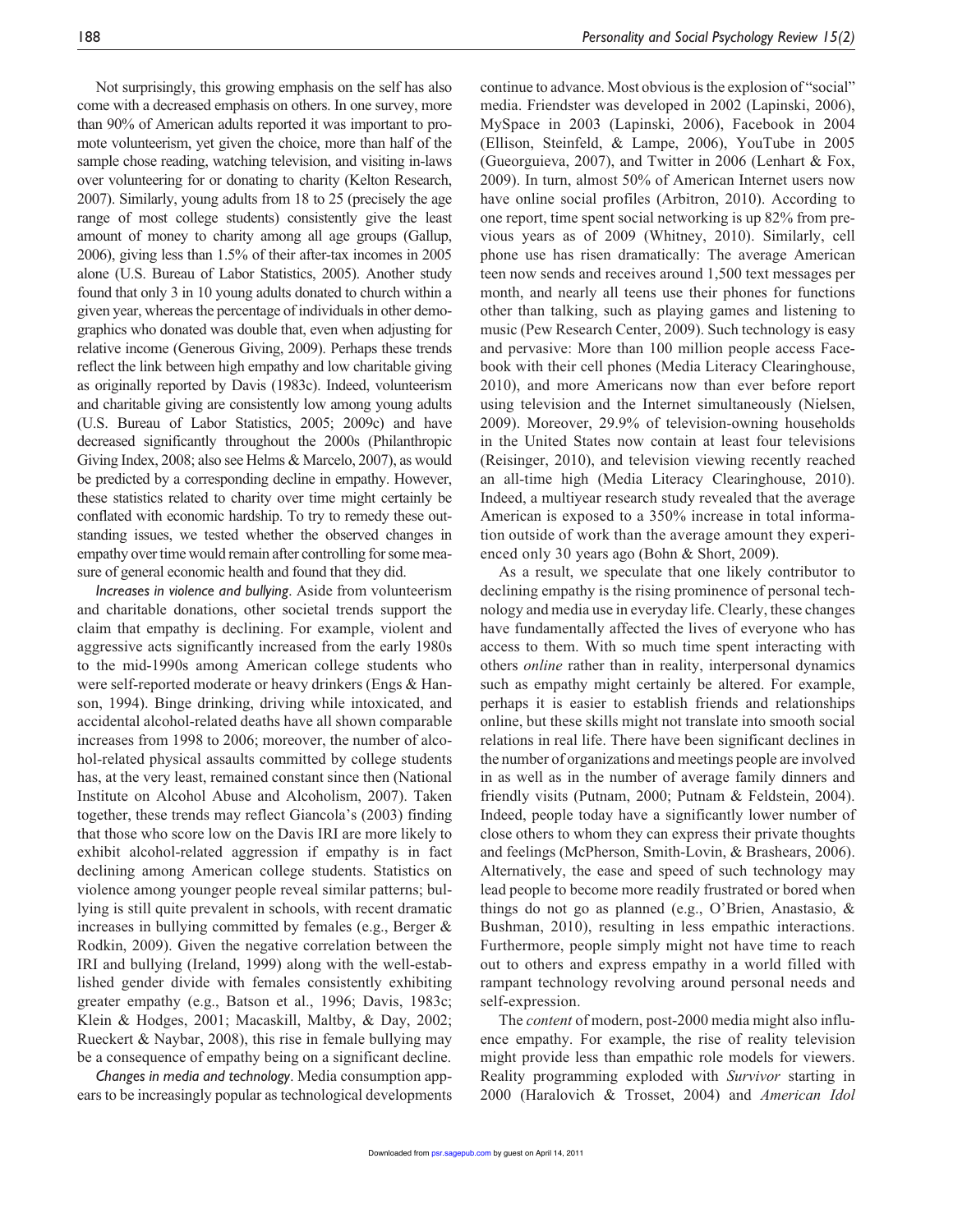Not surprisingly, this growing emphasis on the self has also come with a decreased emphasis on others. In one survey, more than 90% of American adults reported it was important to promote volunteerism, yet given the choice, more than half of the sample chose reading, watching television, and visiting in-laws over volunteering for or donating to charity (Kelton Research, 2007). Similarly, young adults from 18 to 25 (precisely the age range of most college students) consistently give the least amount of money to charity among all age groups (Gallup, 2006), giving less than 1.5% of their after-tax incomes in 2005 alone (U.S. Bureau of Labor Statistics, 2005). Another study found that only 3 in 10 young adults donated to church within a given year, whereas the percentage of individuals in other demographics who donated was double that, even when adjusting for relative income (Generous Giving, 2009). Perhaps these trends reflect the link between high empathy and low charitable giving as originally reported by Davis (1983c). Indeed, volunteerism and charitable giving are consistently low among young adults (U.S. Bureau of Labor Statistics, 2005; 2009c) and have decreased significantly throughout the 2000s (Philanthropic Giving Index, 2008; also see Helms & Marcelo, 2007), as would be predicted by a corresponding decline in empathy. However, these statistics related to charity over time might certainly be conflated with economic hardship. To try to remedy these outstanding issues, we tested whether the observed changes in empathy over time would remain after controlling for some measure of general economic health and found that they did.

*Increases in violence and bullying*. Aside from volunteerism and charitable donations, other societal trends support the claim that empathy is declining. For example, violent and aggressive acts significantly increased from the early 1980s to the mid-1990s among American college students who were self-reported moderate or heavy drinkers (Engs & Hanson, 1994). Binge drinking, driving while intoxicated, and accidental alcohol-related deaths have all shown comparable increases from 1998 to 2006; moreover, the number of alcohol-related physical assaults committed by college students has, at the very least, remained constant since then (National Institute on Alcohol Abuse and Alcoholism, 2007). Taken together, these trends may reflect Giancola's (2003) finding that those who score low on the Davis IRI are more likely to exhibit alcohol-related aggression if empathy is in fact declining among American college students. Statistics on violence among younger people reveal similar patterns; bullying is still quite prevalent in schools, with recent dramatic increases in bullying committed by females (e.g., Berger & Rodkin, 2009). Given the negative correlation between the IRI and bullying (Ireland, 1999) along with the well-established gender divide with females consistently exhibiting greater empathy (e.g., Batson et al., 1996; Davis, 1983c; Klein & Hodges, 2001; Macaskill, Maltby, & Day, 2002; Rueckert & Naybar, 2008), this rise in female bullying may be a consequence of empathy being on a significant decline.

*Changes in media and technology*. Media consumption appears to be increasingly popular as technological developments continue to advance. Most obvious is the explosion of "social" media. Friendster was developed in 2002 (Lapinski, 2006), MySpace in 2003 (Lapinski, 2006), Facebook in 2004 (Ellison, Steinfeld, & Lampe, 2006), YouTube in 2005 (Gueorguieva, 2007), and Twitter in 2006 (Lenhart & Fox, 2009). In turn, almost 50% of American Internet users now have online social profiles (Arbitron, 2010). According to one report, time spent social networking is up 82% from previous years as of 2009 (Whitney, 2010). Similarly, cell phone use has risen dramatically: The average American teen now sends and receives around 1,500 text messages per month, and nearly all teens use their phones for functions other than talking, such as playing games and listening to music (Pew Research Center, 2009). Such technology is easy and pervasive: More than 100 million people access Facebook with their cell phones (Media Literacy Clearinghouse, 2010), and more Americans now than ever before report using television and the Internet simultaneously (Nielsen, 2009). Moreover, 29.9% of television-owning households in the United States now contain at least four televisions (Reisinger, 2010), and television viewing recently reached an all-time high (Media Literacy Clearinghouse, 2010). Indeed, a multiyear research study revealed that the average American is exposed to a 350% increase in total information outside of work than the average amount they experienced only 30 years ago (Bohn & Short, 2009).

As a result, we speculate that one likely contributor to declining empathy is the rising prominence of personal technology and media use in everyday life. Clearly, these changes have fundamentally affected the lives of everyone who has access to them. With so much time spent interacting with others *online* rather than in reality, interpersonal dynamics such as empathy might certainly be altered. For example, perhaps it is easier to establish friends and relationships online, but these skills might not translate into smooth social relations in real life. There have been significant declines in the number of organizations and meetings people are involved in as well as in the number of average family dinners and friendly visits (Putnam, 2000; Putnam & Feldstein, 2004). Indeed, people today have a significantly lower number of close others to whom they can express their private thoughts and feelings (McPherson, Smith-Lovin, & Brashears, 2006). Alternatively, the ease and speed of such technology may lead people to become more readily frustrated or bored when things do not go as planned (e.g., O'Brien, Anastasio, & Bushman, 2010), resulting in less empathic interactions. Furthermore, people simply might not have time to reach out to others and express empathy in a world filled with rampant technology revolving around personal needs and self-expression.

The *content* of modern, post-2000 media might also influence empathy. For example, the rise of reality television might provide less than empathic role models for viewers. Reality programming exploded with *Survivor* starting in 2000 (Haralovich & Trosset, 2004) and *American Idol*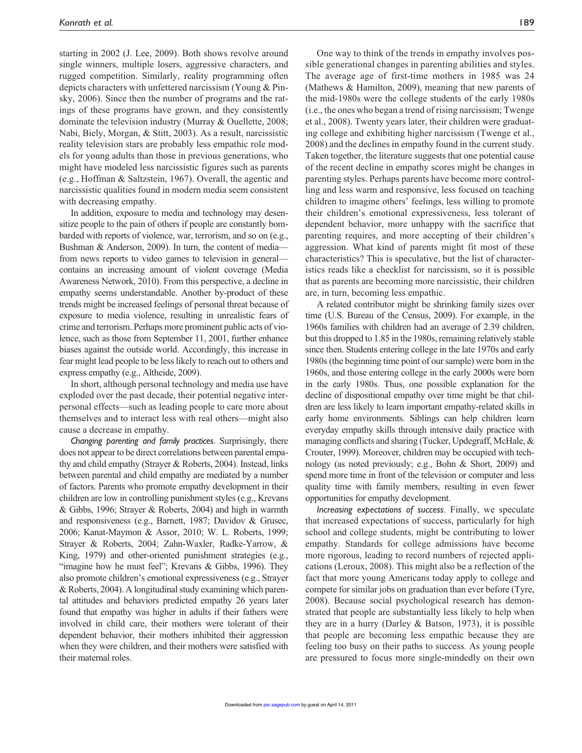starting in 2002 (J. Lee, 2009). Both shows revolve around single winners, multiple losers, aggressive characters, and rugged competition. Similarly, reality programming often depicts characters with unfettered narcissism (Young & Pinsky, 2006). Since then the number of programs and the ratings of these programs have grown, and they consistently dominate the television industry (Murray & Ouellette, 2008; Nabi, Biely, Morgan, & Stitt, 2003). As a result, narcissistic reality television stars are probably less empathic role models for young adults than those in previous generations, who might have modeled less narcissistic figures such as parents (e.g., Hoffman & Saltzstein, 1967). Overall, the agentic and narcissistic qualities found in modern media seem consistent with decreasing empathy.

In addition, exposure to media and technology may desensitize people to the pain of others if people are constantly bombarded with reports of violence, war, terrorism, and so on (e.g., Bushman & Anderson, 2009). In turn, the content of media—from news reports to video games to television in general—contains an increasing amount of violent coverage (Media Awareness Network, 2010). From this perspective, a decline in empathy seems understandable. Another by-product of these trends might be increased feelings of personal threat because of exposure to media violence, resulting in unrealistic fears of crime and terrorism. Perhaps more prominent public acts of violence, such as those from September 11, 2001, further enhance biases against the outside world. Accordingly, this increase in fear might lead people to be less likely to reach out to others and express empathy (e.g., Altheide, 2009).

In short, although personal technology and media use have exploded over the past decade, their potential negative interpersonal effects—such as leading people to care more about themselves and to interact less with real others—might also cause a decrease in empathy.

*Changing parenting and family practices*. Surprisingly, there does not appear to be direct correlations between parental empathy and child empathy (Strayer & Roberts, 2004). Instead, links between parental and child empathy are mediated by a number of factors. Parents who promote empathy development in their children are low in controlling punishment styles (e.g., Krevans & Gibbs, 1996; Strayer & Roberts, 2004) and high in warmth and responsiveness (e.g., Barnett, 1987; Davidov & Grusec, 2006; Kanat-Maymon & Assor, 2010; W. L. Roberts, 1999; Strayer & Roberts, 2004; Zahn-Waxler, Radke-Yarrow, & King, 1979) and other-oriented punishment strategies (e.g., "imagine how he must feel"; Krevans & Gibbs, 1996). They also promote children's emotional expressiveness (e.g., Strayer & Roberts, 2004). A longitudinal study examining which parental attitudes and behaviors predicted empathy 26 years later found that empathy was higher in adults if their fathers were involved in child care, their mothers were tolerant of their dependent behavior, their mothers inhibited their aggression when they were children, and their mothers were satisfied with their maternal roles.

One way to think of the trends in empathy involves possible generational changes in parenting abilities and styles. The average age of first-time mothers in 1985 was 24 (Mathews & Hamilton, 2009), meaning that new parents of the mid-1980s were the college students of the early 1980s (i.e., the ones who began a trend of rising narcissism; Twenge et al., 2008). Twenty years later, their children were graduating college and exhibiting higher narcissism (Twenge et al., 2008) and the declines in empathy found in the current study. Taken together, the literature suggests that one potential cause of the recent decline in empathy scores might be changes in parenting styles. Perhaps parents have become more controlling and less warm and responsive, less focused on teaching children to imagine others' feelings, less willing to promote their children's emotional expressiveness, less tolerant of dependent behavior, more unhappy with the sacrifice that parenting requires, and more accepting of their children's aggression. What kind of parents might fit most of these characteristics? This is speculative, but the list of characteristics reads like a checklist for narcissism, so it is possible that as parents are becoming more narcissistic, their children are, in turn, becoming less empathic.

A related contributor might be shrinking family sizes over time (U.S. Bureau of the Census, 2009). For example, in the 1960s families with children had an average of 2.39 children, but this dropped to 1.85 in the 1980s, remaining relatively stable since then. Students entering college in the late 1970s and early 1980s (the beginning time point of our sample) were born in the 1960s, and those entering college in the early 2000s were born in the early 1980s. Thus, one possible explanation for the decline of dispositional empathy over time might be that children are less likely to learn important empathy-related skills in early home environments. Siblings can help children learn everyday empathy skills through intensive daily practice with managing conflicts and sharing (Tucker, Updegraff, McHale, & Crouter, 1999). Moreover, children may be occupied with technology (as noted previously; e.g., Bohn & Short, 2009) and spend more time in front of the television or computer and less quality time with family members, resulting in even fewer opportunities for empathy development.

*Increasing expectations of success*. Finally, we speculate that increased expectations of success, particularly for high school and college students, might be contributing to lower empathy. Standards for college admissions have become more rigorous, leading to record numbers of rejected applications (Leroux, 2008). This might also be a reflection of the fact that more young Americans today apply to college and compete for similar jobs on graduation than ever before (Tyre, 2008). Because social psychological research has demonstrated that people are substantially less likely to help when they are in a hurry (Darley & Batson, 1973), it is possible that people are becoming less empathic because they are feeling too busy on their paths to success. As young people are pressured to focus more single-mindedly on their own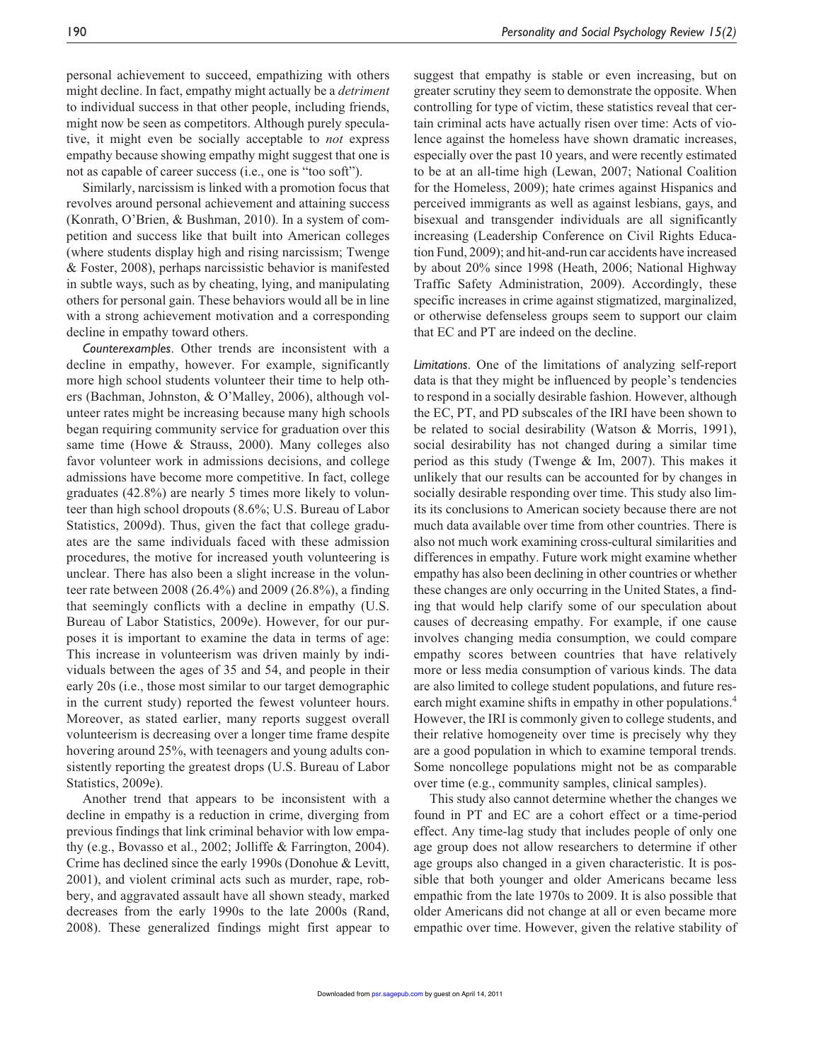personal achievement to succeed, empathizing with others might decline. In fact, empathy might actually be a *detriment* to individual success in that other people, including friends, might now be seen as competitors. Although purely speculative, it might even be socially acceptable to *not* express empathy because showing empathy might suggest that one is not as capable of career success (i.e., one is "too soft").

Similarly, narcissism is linked with a promotion focus that revolves around personal achievement and attaining success (Konrath, O'Brien, & Bushman, 2010). In a system of competition and success like that built into American colleges (where students display high and rising narcissism; Twenge & Foster, 2008), perhaps narcissistic behavior is manifested in subtle ways, such as by cheating, lying, and manipulating others for personal gain. These behaviors would all be in line with a strong achievement motivation and a corresponding decline in empathy toward others.

*Counterexamples*. Other trends are inconsistent with a decline in empathy, however. For example, significantly more high school students volunteer their time to help others (Bachman, Johnston, & O'Malley, 2006), although volunteer rates might be increasing because many high schools began requiring community service for graduation over this same time (Howe & Strauss, 2000). Many colleges also favor volunteer work in admissions decisions, and college admissions have become more competitive. In fact, college graduates (42.8%) are nearly 5 times more likely to volunteer than high school dropouts (8.6%; U.S. Bureau of Labor Statistics, 2009d). Thus, given the fact that college graduates are the same individuals faced with these admission procedures, the motive for increased youth volunteering is unclear. There has also been a slight increase in the volunteer rate between 2008 (26.4%) and 2009 (26.8%), a finding that seemingly conflicts with a decline in empathy (U.S. Bureau of Labor Statistics, 2009e). However, for our purposes it is important to examine the data in terms of age: This increase in volunteerism was driven mainly by individuals between the ages of 35 and 54, and people in their early 20s (i.e., those most similar to our target demographic in the current study) reported the fewest volunteer hours. Moreover, as stated earlier, many reports suggest overall volunteerism is decreasing over a longer time frame despite hovering around 25%, with teenagers and young adults consistently reporting the greatest drops (U.S. Bureau of Labor Statistics, 2009e).

Another trend that appears to be inconsistent with a decline in empathy is a reduction in crime, diverging from previous findings that link criminal behavior with low empathy (e.g., Bovasso et al., 2002; Jolliffe & Farrington, 2004). Crime has declined since the early 1990s (Donohue & Levitt, 2001), and violent criminal acts such as murder, rape, robbery, and aggravated assault have all shown steady, marked decreases from the early 1990s to the late 2000s (Rand, 2008). These generalized findings might first appear to suggest that empathy is stable or even increasing, but on greater scrutiny they seem to demonstrate the opposite. When controlling for type of victim, these statistics reveal that certain criminal acts have actually risen over time: Acts of violence against the homeless have shown dramatic increases, especially over the past 10 years, and were recently estimated to be at an all-time high (Lewan, 2007; National Coalition for the Homeless, 2009); hate crimes against Hispanics and perceived immigrants as well as against lesbians, gays, and bisexual and transgender individuals are all significantly increasing (Leadership Conference on Civil Rights Education Fund, 2009); and hit-and-run car accidents have increased by about 20% since 1998 (Heath, 2006; National Highway Traffic Safety Administration, 2009). Accordingly, these specific increases in crime against stigmatized, marginalized, or otherwise defenseless groups seem to support our claim that EC and PT are indeed on the decline.

*Limitations*. One of the limitations of analyzing self-report data is that they might be influenced by people's tendencies to respond in a socially desirable fashion. However, although the EC, PT, and PD subscales of the IRI have been shown to be related to social desirability (Watson & Morris, 1991), social desirability has not changed during a similar time period as this study (Twenge & Im, 2007). This makes it unlikely that our results can be accounted for by changes in socially desirable responding over time. This study also limits its conclusions to American society because there are not much data available over time from other countries. There is also not much work examining cross-cultural similarities and differences in empathy. Future work might examine whether empathy has also been declining in other countries or whether these changes are only occurring in the United States, a finding that would help clarify some of our speculation about causes of decreasing empathy. For example, if one cause involves changing media consumption, we could compare empathy scores between countries that have relatively more or less media consumption of various kinds. The data are also limited to college student populations, and future research might examine shifts in empathy in other populations.[4] However, the IRI is commonly given to college students, and their relative homogeneity over time is precisely why they are a good population in which to examine temporal trends. Some noncollege populations might not be as comparable over time (e.g., community samples, clinical samples).

This study also cannot determine whether the changes we found in PT and EC are a cohort effect or a time-period effect. Any time-lag study that includes people of only one age group does not allow researchers to determine if other age groups also changed in a given characteristic. It is possible that both younger and older Americans became less empathic from the late 1970s to 2009. It is also possible that older Americans did not change at all or even became more empathic over time. However, given the relative stability of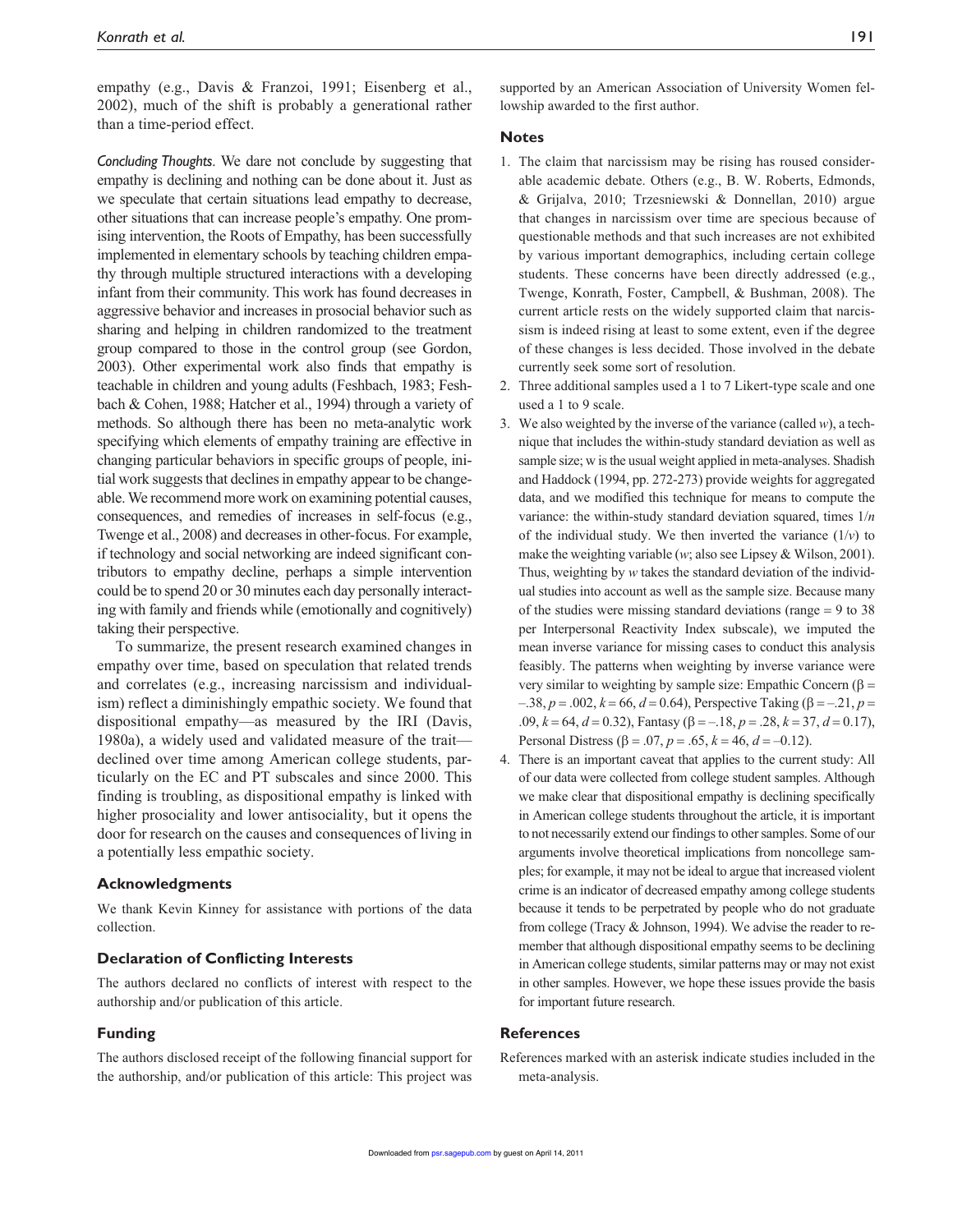empathy (e.g., Davis & Franzoi, 1991; Eisenberg et al., 2002), much of the shift is probably a generational rather than a time-period effect.

*Concluding Thoughts*. We dare not conclude by suggesting that empathy is declining and nothing can be done about it. Just as we speculate that certain situations lead empathy to decrease, other situations that can increase people's empathy. One promising intervention, the Roots of Empathy, has been successfully implemented in elementary schools by teaching children empathy through multiple structured interactions with a developing infant from their community. This work has found decreases in aggressive behavior and increases in prosocial behavior such as sharing and helping in children randomized to the treatment group compared to those in the control group (see Gordon, 2003). Other experimental work also finds that empathy is teachable in children and young adults (Feshbach, 1983; Feshbach & Cohen, 1988; Hatcher et al., 1994) through a variety of methods. So although there has been no meta-analytic work specifying which elements of empathy training are effective in changing particular behaviors in specific groups of people, initial work suggests that declines in empathy appear to be changeable. We recommend more work on examining potential causes, consequences, and remedies of increases in self-focus (e.g., Twenge et al., 2008) and decreases in other-focus. For example, if technology and social networking are indeed significant contributors to empathy decline, perhaps a simple intervention could be to spend 20 or 30 minutes each day personally interacting with family and friends while (emotionally and cognitively) taking their perspective.

To summarize, the present research examined changes in empathy over time, based on speculation that related trends and correlates (e.g., increasing narcissism and individualism) reflect a diminishingly empathic society. We found that dispositional empathy—as measured by the IRI (Davis, 1980a), a widely used and validated measure of the trait—declined over time among American college students, particularly on the EC and PT subscales and since 2000. This finding is troubling, as dispositional empathy is linked with higher prosociality and lower antisociality, but it opens the door for research on the causes and consequences of living in a potentially less empathic society.

## Acknowledgments

We thank Kevin Kinney for assistance with portions of the data collection.

## Declaration of Conflicting Interests

The authors declared no conflicts of interest with respect to the authorship and/or publication of this article.

## Funding

The authors disclosed receipt of the following financial support for the authorship, and/or publication of this article: This project was supported by an American Association of University Women fellowship awarded to the first author.

## Notes

1. The claim that narcissism may be rising has roused considerable academic debate. Others (e.g., B. W. Roberts, Edmonds, & Grijalva, 2010; Trzesniewski & Donnellan, 2010) argue that changes in narcissism over time are specious because of questionable methods and that such increases are not exhibited by various important demographics, including certain college students. These concerns have been directly addressed (e.g., Twenge, Konrath, Foster, Campbell, & Bushman, 2008). The current article rests on the widely supported claim that narcissism is indeed rising at least to some extent, even if the degree of these changes is less decided. Those involved in the debate currently seek some sort of resolution.
2. Three additional samples used a 1 to 7 Likert-type scale and one used a 1 to 9 scale.
3. We also weighted by the inverse of the variance (called $w$), a technique that includes the within-study standard deviation as well as sample size; w is the usual weight applied in meta-analyses. Shadish and Haddock (1994, pp. 272-273) provide weights for aggregated data, and we modified this technique for means to compute the variance: the within-study standard deviation squared, times $1/n$ of the individual study. We then inverted the variance ($1/v$) to make the weighting variable ($w$; also see Lipsey & Wilson, 2001). Thus, weighting by $w$ takes the standard deviation of the individual studies into account as well as the sample size. Because many of the studies were missing standard deviations (range = 9 to 38 per Interpersonal Reactivity Index subscale), we imputed the mean inverse variance for missing cases to conduct this analysis feasibly. The patterns when weighting by inverse variance were very similar to weighting by sample size: Empathic Concern ($\beta = -.38$, $p = .002$, $k = 66$, $d = 0.64$), Perspective Taking ($\beta = -.21$, $p = .09$, $k = 64$, $d = 0.32$), Fantasy ($\beta = -.18$, $p = .28$, $k = 37$, $d = 0.17$), Personal Distress ($\beta = .07$, $p = .65$, $k = 46$, $d = -0.12$).
4. There is an important caveat that applies to the current study: All of our data were collected from college student samples. Although we make clear that dispositional empathy is declining specifically in American college students throughout the article, it is important to not necessarily extend our findings to other samples. Some of our arguments involve theoretical implications from noncollege samples; for example, it may not be ideal to argue that increased violent crime is an indicator of decreased empathy among college students because it tends to be perpetrated by people who do not graduate from college (Tracy & Johnson, 1994). We advise the reader to remember that although dispositional empathy seems to be declining in American college students, similar patterns may or may not exist in other samples. However, we hope these issues provide the basis for important future research.

## References

References marked with an asterisk indicate studies included in the meta-analysis.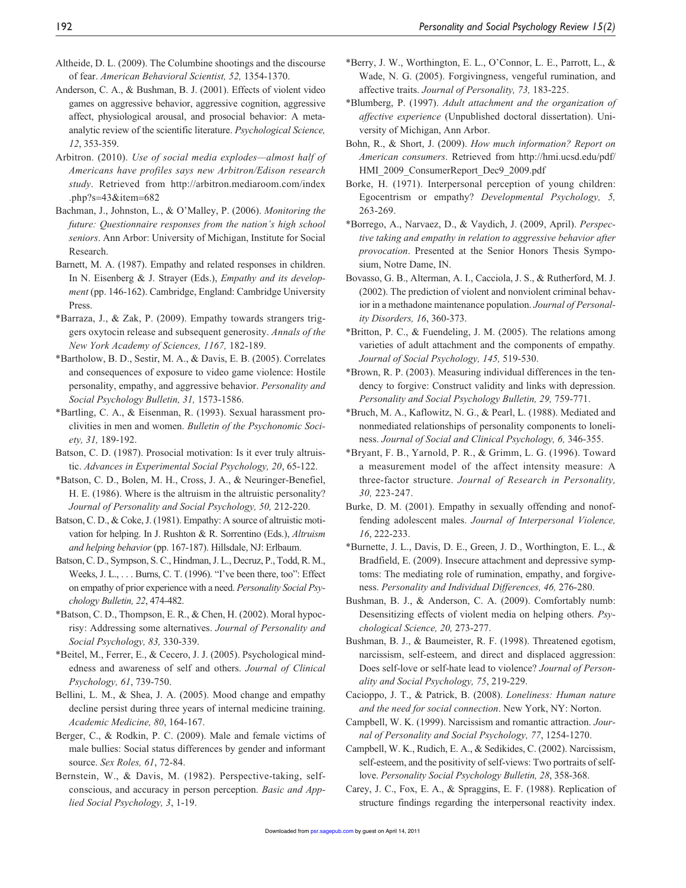Altheide, D. L. (2009). The Columbine shootings and the discourse of fear. *American Behavioral Scientist, 52,* 1354-1370.

Anderson, C. A., & Bushman, B. J. (2001). Effects of violent video games on aggressive behavior, aggressive cognition, aggressive affect, physiological arousal, and prosocial behavior: A meta-analytic review of the scientific literature. *Psychological Science, 12*, 353-359.

Arbitron. (2010). *Use of social media explodes—almost half of Americans have profiles says new Arbitron/Edison research study*. Retrieved from http://arbitron.mediaroom.com/index.php?s=43&item=682

Bachman, J., Johnston, L., & O'Malley, P. (2006). *Monitoring the future: Questionnaire responses from the nation's high school seniors*. Ann Arbor: University of Michigan, Institute for Social Research.

Barnett, M. A. (1987). Empathy and related responses in children. In N. Eisenberg & J. Strayer (Eds.), *Empathy and its development* (pp. 146-162). Cambridge, England: Cambridge University Press.

*Barraza, J., & Zak, P. (2009). Empathy towards strangers triggers oxytocin release and subsequent generosity. *Annals of the New York Academy of Sciences, 1167,* 182-189.

*Bartholow, B. D., Sestir, M. A., & Davis, E. B. (2005). Correlates and consequences of exposure to video game violence: Hostile personality, empathy, and aggressive behavior. *Personality and Social Psychology Bulletin, 31,* 1573-1586.

*Bartling, C. A., & Eisenman, R. (1993). Sexual harassment proclivities in men and women. *Bulletin of the Psychonomic Society, 31,* 189-192.

Batson, C. D. (1987). Prosocial motivation: Is it ever truly altruistic. *Advances in Experimental Social Psychology, 20*, 65-122.

*Batson, C. D., Bolen, M. H., Cross, J. A., & Neuringer-Benefiel, H. E. (1986). Where is the altruism in the altruistic personality? *Journal of Personality and Social Psychology, 50,* 212-220.

Batson, C. D., & Coke, J. (1981). Empathy: A source of altruistic motivation for helping. In J. Rushton & R. Sorrentino (Eds.), *Altruism and helping behavior* (pp. 167-187). Hillsdale, NJ: Erlbaum.

Batson, C. D., Sympson, S. C., Hindman, J. L., Decruz, P., Todd, R. M., Weeks, J. L., . . . Burns, C. T. (1996). "I've been there, too": Effect on empathy of prior experience with a need. *Personality Social Psychology Bulletin, 22*, 474-482.

*Batson, C. D., Thompson, E. R., & Chen, H. (2002). Moral hypocrisy: Addressing some alternatives. *Journal of Personality and Social Psychology, 83,* 330-339.

*Beitel, M., Ferrer, E., & Cecero, J. J. (2005). Psychological mindedness and awareness of self and others. *Journal of Clinical Psychology, 61*, 739-750.

Bellini, L. M., & Shea, J. A. (2005). Mood change and empathy decline persist during three years of internal medicine training. *Academic Medicine, 80*, 164-167.

Berger, C., & Rodkin, P. C. (2009). Male and female victims of male bullies: Social status differences by gender and informant source. *Sex Roles, 61*, 72-84.

Bernstein, W., & Davis, M. (1982). Perspective-taking, self-conscious, and accuracy in person perception. *Basic and Applied Social Psychology, 3*, 1-19.

*Berry, J. W., Worthington, E. L., O'Connor, L. E., Parrott, L., & Wade, N. G. (2005). Forgivingness, vengeful rumination, and affective traits. *Journal of Personality, 73,* 183-225.

*Blumberg, P. (1997). *Adult attachment and the organization of affective experience* (Unpublished doctoral dissertation). University of Michigan, Ann Arbor.

Bohn, R., & Short, J. (2009). *How much information? Report on American consumers*. Retrieved from http://hmi.ucsd.edu/pdf/HMI_2009_ConsumerReport_Dec9_2009.pdf

Borke, H. (1971). Interpersonal perception of young children: Egocentrism or empathy? *Developmental Psychology, 5,* 263-269.

*Borrego, A., Narvaez, D., & Vaydich, J. (2009, April). *Perspective taking and empathy in relation to aggressive behavior after provocation*. Presented at the Senior Honors Thesis Symposium, Notre Dame, IN.

Bovasso, G. B., Alterman, A. I., Cacciola, J. S., & Rutherford, M. J. (2002). The prediction of violent and nonviolent criminal behavior in a methadone maintenance population. *Journal of Personality Disorders, 16*, 360-373.

*Britton, P. C., & Fuendeling, J. M. (2005). The relations among varieties of adult attachment and the components of empathy. *Journal of Social Psychology, 145,* 519-530.

*Brown, R. P. (2003). Measuring individual differences in the tendency to forgive: Construct validity and links with depression. *Personality and Social Psychology Bulletin, 29,* 759-771.

*Bruch, M. A., Kaflowitz, N. G., & Pearl, L. (1988). Mediated and nonmediated relationships of personality components to loneliness. *Journal of Social and Clinical Psychology, 6,* 346-355.

*Bryant, F. B., Yarnold, P. R., & Grimm, L. G. (1996). Toward a measurement model of the affect intensity measure: A three-factor structure. *Journal of Research in Personality, 30,* 223-247.

Burke, D. M. (2001). Empathy in sexually offending and nonoffending adolescent males. *Journal of Interpersonal Violence, 16*, 222-233.

*Burnette, J. L., Davis, D. E., Green, J. D., Worthington, E. L., & Bradfield, E. (2009). Insecure attachment and depressive symptoms: The mediating role of rumination, empathy, and forgiveness. *Personality and Individual Differences, 46,* 276-280.

Bushman, B. J., & Anderson, C. A. (2009). Comfortably numb: Desensitizing effects of violent media on helping others. *Psychological Science, 20,* 273-277.

Bushman, B. J., & Baumeister, R. F. (1998). Threatened egotism, narcissism, self-esteem, and direct and displaced aggression: Does self-love or self-hate lead to violence? *Journal of Personality and Social Psychology, 75*, 219-229.

Cacioppo, J. T., & Patrick, B. (2008). *Loneliness: Human nature and the need for social connection*. New York, NY: Norton.

Campbell, W. K. (1999). Narcissism and romantic attraction. *Journal of Personality and Social Psychology, 77*, 1254-1270.

Campbell, W. K., Rudich, E. A., & Sedikides, C. (2002). Narcissism, self-esteem, and the positivity of self-views: Two portraits of self-love. *Personality Social Psychology Bulletin, 28*, 358-368.

Carey, J. C., Fox, E. A., & Spraggins, E. F. (1988). Replication of structure findings regarding the interpersonal reactivity index.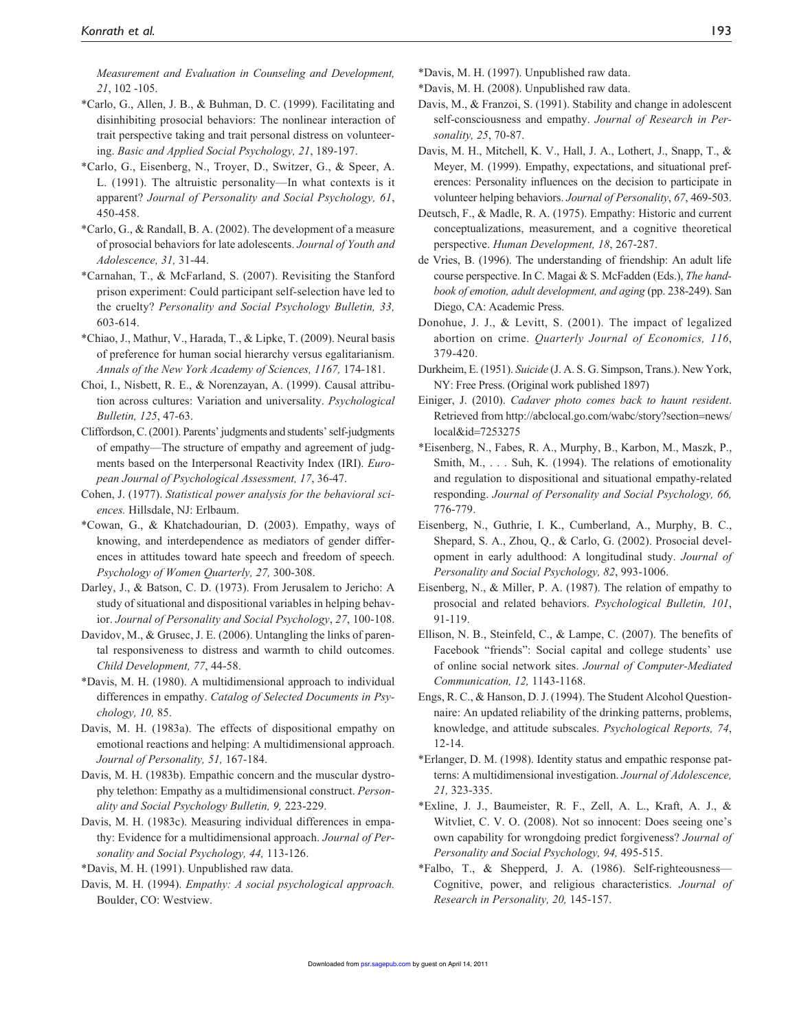*Measurement and Evaluation in Counseling and Development, 21*, 102 -105.

*Carlo, G., Allen, J. B., & Buhman, D. C. (1999). Facilitating and disinhibiting prosocial behaviors: The nonlinear interaction of trait perspective taking and trait personal distress on volunteering. *Basic and Applied Social Psychology, 21*, 189-197.

*Carlo, G., Eisenberg, N., Troyer, D., Switzer, G., & Speer, A. L. (1991). The altruistic personality—In what contexts is it apparent? *Journal of Personality and Social Psychology, 61*, 450-458.

*Carlo, G., & Randall, B. A. (2002). The development of a measure of prosocial behaviors for late adolescents. *Journal of Youth and Adolescence, 31,* 31-44.

*Carnahan, T., & McFarland, S. (2007). Revisiting the Stanford prison experiment: Could participant self-selection have led to the cruelty? *Personality and Social Psychology Bulletin, 33,* 603-614.

*Chiao, J., Mathur, V., Harada, T., & Lipke, T. (2009). Neural basis of preference for human social hierarchy versus egalitarianism. *Annals of the New York Academy of Sciences, 1167,* 174-181.

Choi, I., Nisbett, R. E., & Norenzayan, A. (1999). Causal attribution across cultures: Variation and universality. *Psychological Bulletin, 125*, 47-63.

Cliffordson, C. (2001). Parents' judgments and students' self-judgments of empathy—The structure of empathy and agreement of judgments based on the Interpersonal Reactivity Index (IRI). *European Journal of Psychological Assessment, 17*, 36-47.

Cohen, J. (1977). *Statistical power analysis for the behavioral sciences.* Hillsdale, NJ: Erlbaum.

*Cowan, G., & Khatchadourian, D. (2003). Empathy, ways of knowing, and interdependence as mediators of gender differences in attitudes toward hate speech and freedom of speech. *Psychology of Women Quarterly, 27,* 300-308.

Darley, J., & Batson, C. D. (1973). From Jerusalem to Jericho: A study of situational and dispositional variables in helping behavior. *Journal of Personality and Social Psychology*, *27*, 100-108.

Davidov, M., & Grusec, J. E. (2006). Untangling the links of parental responsiveness to distress and warmth to child outcomes. *Child Development, 77*, 44-58.

*Davis, M. H. (1980). A multidimensional approach to individual differences in empathy. *Catalog of Selected Documents in Psychology, 10,* 85.

Davis, M. H. (1983a). The effects of dispositional empathy on emotional reactions and helping: A multidimensional approach. *Journal of Personality, 51,* 167-184.

Davis, M. H. (1983b). Empathic concern and the muscular dystrophy telethon: Empathy as a multidimensional construct. *Personality and Social Psychology Bulletin, 9,* 223-229.

Davis, M. H. (1983c). Measuring individual differences in empathy: Evidence for a multidimensional approach. *Journal of Personality and Social Psychology, 44,* 113-126.

*Davis, M. H. (1991). Unpublished raw data.

Davis, M. H. (1994). *Empathy: A social psychological approach.* Boulder, CO: Westview.

*Davis, M. H. (1997). Unpublished raw data.

*Davis, M. H. (2008). Unpublished raw data.

Davis, M., & Franzoi, S. (1991). Stability and change in adolescent self-consciousness and empathy. *Journal of Research in Personality, 25*, 70-87.

Davis, M. H., Mitchell, K. V., Hall, J. A., Lothert, J., Snapp, T., & Meyer, M. (1999). Empathy, expectations, and situational preferences: Personality influences on the decision to participate in volunteer helping behaviors. *Journal of Personality*, *67*, 469-503.

Deutsch, F., & Madle, R. A. (1975). Empathy: Historic and current conceptualizations, measurement, and a cognitive theoretical perspective. *Human Development, 18*, 267-287.

de Vries, B. (1996). The understanding of friendship: An adult life course perspective. In C. Magai & S. McFadden (Eds.), *The handbook of emotion, adult development, and aging* (pp. 238-249). San Diego, CA: Academic Press.

Donohue, J. J., & Levitt, S. (2001). The impact of legalized abortion on crime. *Quarterly Journal of Economics, 116*, 379-420.

Durkheim, E. (1951). *Suicide* (J. A. S. G. Simpson, Trans.). New York, NY: Free Press. (Original work published 1897)

Einiger, J. (2010). *Cadaver photo comes back to haunt resident*. Retrieved from http://abclocal.go.com/wabc/story?section=news/local&id=7253275

*Eisenberg, N., Fabes, R. A., Murphy, B., Karbon, M., Maszk, P., Smith, M., . . . Suh, K. (1994). The relations of emotionality and regulation to dispositional and situational empathy-related responding. *Journal of Personality and Social Psychology, 66,* 776-779.

Eisenberg, N., Guthrie, I. K., Cumberland, A., Murphy, B. C., Shepard, S. A., Zhou, Q., & Carlo, G. (2002). Prosocial development in early adulthood: A longitudinal study. *Journal of Personality and Social Psychology, 82*, 993-1006.

Eisenberg, N., & Miller, P. A. (1987). The relation of empathy to prosocial and related behaviors. *Psychological Bulletin, 101*, 91-119.

Ellison, N. B., Steinfeld, C., & Lampe, C. (2007). The benefits of Facebook "friends": Social capital and college students' use of online social network sites. *Journal of Computer-Mediated Communication, 12,* 1143-1168.

Engs, R. C., & Hanson, D. J. (1994). The Student Alcohol Questionnaire: An updated reliability of the drinking patterns, problems, knowledge, and attitude subscales. *Psychological Reports, 74*, 12-14.

*Erlanger, D. M. (1998). Identity status and empathic response patterns: A multidimensional investigation. *Journal of Adolescence, 21,* 323-335.

*Exline, J. J., Baumeister, R. F., Zell, A. L., Kraft, A. J., & Witvliet, C. V. O. (2008). Not so innocent: Does seeing one's own capability for wrongdoing predict forgiveness? *Journal of Personality and Social Psychology, 94,* 495-515.

*Falbo, T., & Shepperd, J. A. (1986). Self-righteousness—Cognitive, power, and religious characteristics. *Journal of Research in Personality, 20,* 145-157.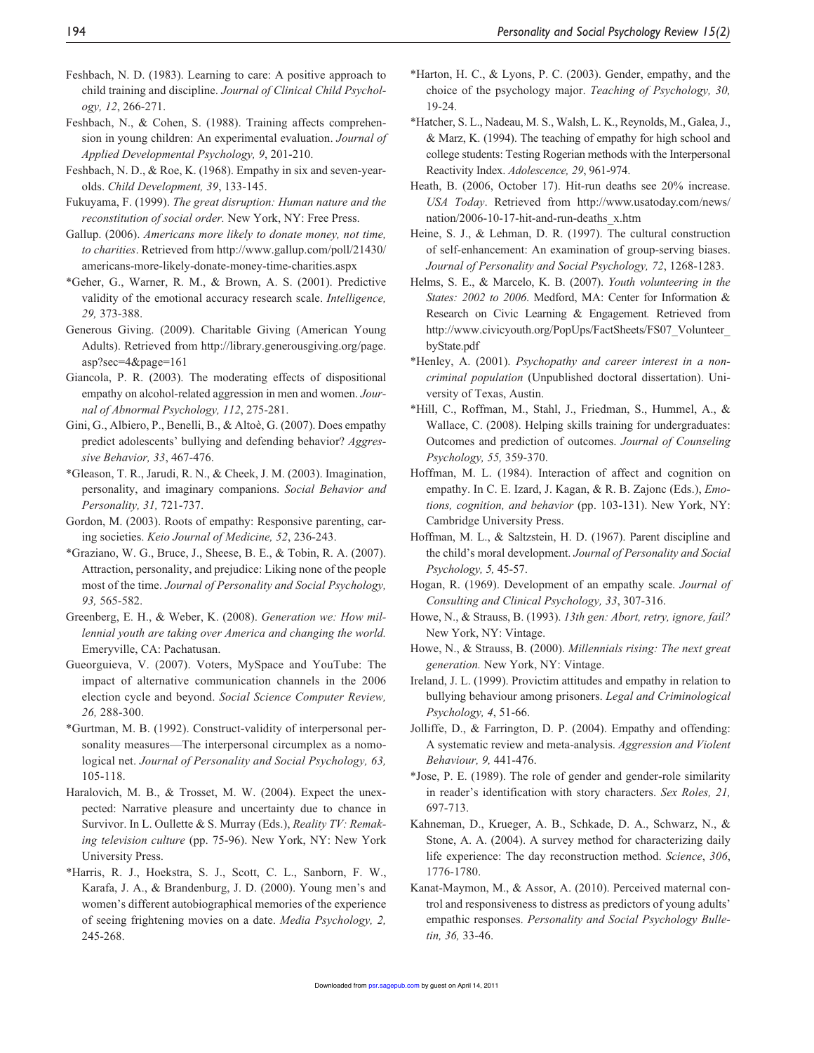Feshbach, N. D. (1983). Learning to care: A positive approach to child training and discipline. *Journal of Clinical Child Psychology, 12*, 266-271.

Feshbach, N., & Cohen, S. (1988). Training affects comprehension in young children: An experimental evaluation. *Journal of Applied Developmental Psychology, 9*, 201-210.

Feshbach, N. D., & Roe, K. (1968). Empathy in six and seven-year-olds. *Child Development, 39*, 133-145.

Fukuyama, F. (1999). *The great disruption: Human nature and the reconstitution of social order.* New York, NY: Free Press.

Gallup. (2006). *Americans more likely to donate money, not time, to charities*. Retrieved from http://www.gallup.com/poll/21430/americans-more-likely-donate-money-time-charities.aspx

*Geher, G., Warner, R. M., & Brown, A. S. (2001). Predictive validity of the emotional accuracy research scale. *Intelligence, 29,* 373-388.

Generous Giving. (2009). Charitable Giving (American Young Adults). Retrieved from http://library.generousgiving.org/page.asp?sec=4&page=161

Giancola, P. R. (2003). The moderating effects of dispositional empathy on alcohol-related aggression in men and women. *Journal of Abnormal Psychology, 112*, 275-281.

Gini, G., Albiero, P., Benelli, B., & Altoè, G. (2007). Does empathy predict adolescents' bullying and defending behavior? *Aggressive Behavior, 33*, 467-476.

*Gleason, T. R., Jarudi, R. N., & Cheek, J. M. (2003). Imagination, personality, and imaginary companions. *Social Behavior and Personality, 31,* 721-737.

Gordon, M. (2003). Roots of empathy: Responsive parenting, caring societies. *Keio Journal of Medicine, 52*, 236-243.

*Graziano, W. G., Bruce, J., Sheese, B. E., & Tobin, R. A. (2007). Attraction, personality, and prejudice: Liking none of the people most of the time. *Journal of Personality and Social Psychology, 93,* 565-582.

Greenberg, E. H., & Weber, K. (2008). *Generation we: How millennial youth are taking over America and changing the world.* Emeryville, CA: Pachatusan.

Gueorguieva, V. (2007). Voters, MySpace and YouTube: The impact of alternative communication channels in the 2006 election cycle and beyond. *Social Science Computer Review, 26,* 288-300.

*Gurtman, M. B. (1992). Construct-validity of interpersonal personality measures—The interpersonal circumplex as a nomological net. *Journal of Personality and Social Psychology, 63,* 105-118.

Haralovich, M. B., & Trosset, M. W. (2004). Expect the unexpected: Narrative pleasure and uncertainty due to chance in Survivor. In L. Oullette & S. Murray (Eds.), *Reality TV: Remaking television culture* (pp. 75-96). New York, NY: New York University Press.

*Harris, R. J., Hoekstra, S. J., Scott, C. L., Sanborn, F. W., Karafa, J. A., & Brandenburg, J. D. (2000). Young men's and women's different autobiographical memories of the experience of seeing frightening movies on a date. *Media Psychology, 2,* 245-268.

*Harton, H. C., & Lyons, P. C. (2003). Gender, empathy, and the choice of the psychology major. *Teaching of Psychology, 30,* 19-24.

*Hatcher, S. L., Nadeau, M. S., Walsh, L. K., Reynolds, M., Galea, J., & Marz, K. (1994). The teaching of empathy for high school and college students: Testing Rogerian methods with the Interpersonal Reactivity Index. *Adolescence, 29*, 961-974.

Heath, B. (2006, October 17). Hit-run deaths see 20% increase. *USA Today*. Retrieved from http://www.usatoday.com/news/nation/2006-10-17-hit-and-run-deaths_x.htm

Heine, S. J., & Lehman, D. R. (1997). The cultural construction of self-enhancement: An examination of group-serving biases. *Journal of Personality and Social Psychology, 72*, 1268-1283.

Helms, S. E., & Marcelo, K. B. (2007). *Youth volunteering in the States: 2002 to 2006*. Medford, MA: Center for Information & Research on Civic Learning & Engagement*.* Retrieved from http://www.civicyouth.org/PopUps/FactSheets/FS07_Volunteer_byState.pdf

*Henley, A. (2001). *Psychopathy and career interest in a non-criminal population* (Unpublished doctoral dissertation). University of Texas, Austin.

*Hill, C., Roffman, M., Stahl, J., Friedman, S., Hummel, A., & Wallace, C. (2008). Helping skills training for undergraduates: Outcomes and prediction of outcomes. *Journal of Counseling Psychology, 55,* 359-370.

Hoffman, M. L. (1984). Interaction of affect and cognition on empathy. In C. E. Izard, J. Kagan, & R. B. Zajonc (Eds.), *Emotions, cognition, and behavior* (pp. 103-131). New York, NY: Cambridge University Press.

Hoffman, M. L., & Saltzstein, H. D. (1967). Parent discipline and the child's moral development. *Journal of Personality and Social Psychology, 5,* 45-57.

Hogan, R. (1969). Development of an empathy scale. *Journal of Consulting and Clinical Psychology, 33*, 307-316.

Howe, N., & Strauss, B. (1993). *13th gen: Abort, retry, ignore, fail?* New York, NY: Vintage.

Howe, N., & Strauss, B. (2000). *Millennials rising: The next great generation.* New York, NY: Vintage.

Ireland, J. L. (1999). Provictim attitudes and empathy in relation to bullying behaviour among prisoners. *Legal and Criminological Psychology, 4*, 51-66.

Jolliffe, D., & Farrington, D. P. (2004). Empathy and offending: A systematic review and meta-analysis. *Aggression and Violent Behaviour, 9,* 441-476.

*Jose, P. E. (1989). The role of gender and gender-role similarity in reader's identification with story characters. *Sex Roles, 21,* 697-713.

Kahneman, D., Krueger, A. B., Schkade, D. A., Schwarz, N., & Stone, A. A. (2004). A survey method for characterizing daily life experience: The day reconstruction method. *Science*, *306*, 1776-1780.

Kanat-Maymon, M., & Assor, A. (2010). Perceived maternal control and responsiveness to distress as predictors of young adults' empathic responses. *Personality and Social Psychology Bulletin, 36,* 33-46.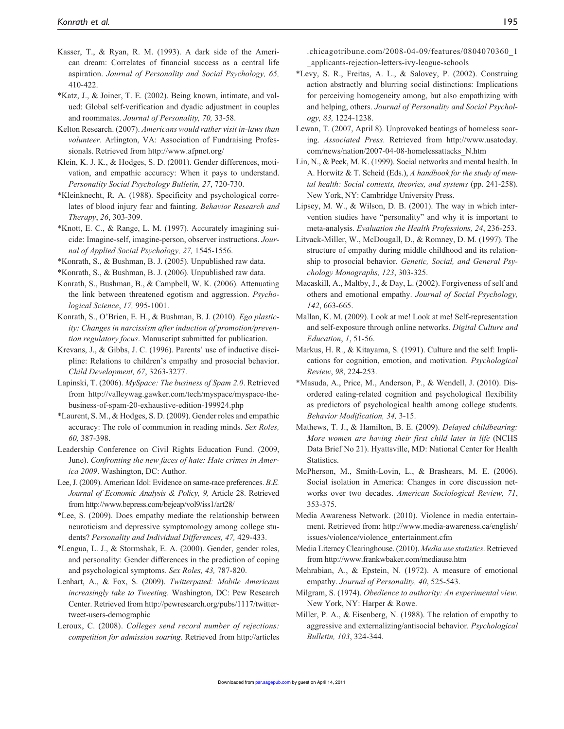Kasser, T., & Ryan, R. M. (1993). A dark side of the American dream: Correlates of financial success as a central life aspiration. *Journal of Personality and Social Psychology, 65,* 410-422.

*Katz, J., & Joiner, T. E. (2002). Being known, intimate, and valued: Global self-verification and dyadic adjustment in couples and roommates. *Journal of Personality, 70,* 33-58.

Kelton Research. (2007). *Americans would rather visit in-laws than volunteer*. Arlington, VA: Association of Fundraising Professionals. Retrieved from http://www.afpnet.org/

Klein, K. J. K., & Hodges, S. D. (2001). Gender differences, motivation, and empathic accuracy: When it pays to understand. *Personality Social Psychology Bulletin, 27*, 720-730.

*Kleinknecht, R. A. (1988). Specificity and psychological correlates of blood injury fear and fainting. *Behavior Research and Therapy*, *26*, 303-309.

*Knott, E. C., & Range, L. M. (1997). Accurately imagining suicide: Imagine-self, imagine-person, observer instructions. *Journal of Applied Social Psychology, 27,* 1545-1556.

*Konrath, S., & Bushman, B. J. (2005). Unpublished raw data.

*Konrath, S., & Bushman, B. J. (2006). Unpublished raw data.

Konrath, S., Bushman, B., & Campbell, W. K. (2006). Attenuating the link between threatened egotism and aggression. *Psychological Science*, *17,* 995-1001.

Konrath, S., O'Brien, E. H., & Bushman, B. J. (2010). *Ego plasticity: Changes in narcissism after induction of promotion/prevention regulatory focus*. Manuscript submitted for publication.

Krevans, J., & Gibbs, J. C. (1996). Parents' use of inductive discipline: Relations to children's empathy and prosocial behavior. *Child Development, 67*, 3263-3277.

Lapinski, T. (2006). *MySpace: The business of Spam 2.0*. Retrieved from http://valleywag.gawker.com/tech/myspace/myspace-the-business-of-spam-20-exhaustive-edition-199924.php

*Laurent, S. M., & Hodges, S. D. (2009). Gender roles and empathic accuracy: The role of communion in reading minds. *Sex Roles, 60,* 387-398.

Leadership Conference on Civil Rights Education Fund. (2009, June). *Confronting the new faces of hate: Hate crimes in America 2009*. Washington, DC: Author.

Lee, J. (2009). American Idol: Evidence on same-race preferences. *B.E. Journal of Economic Analysis & Policy, 9,* Article 28. Retrieved from http://www.bepress.com/bejeap/vol9/iss1/art28/

*Lee, S. (2009). Does empathy mediate the relationship between neuroticism and depressive symptomology among college students? *Personality and Individual Differences, 47,* 429-433.

*Lengua, L. J., & Stormshak, E. A. (2000). Gender, gender roles, and personality: Gender differences in the prediction of coping and psychological symptoms*. Sex Roles, 43,* 787-820.

Lenhart, A., & Fox, S. (2009). *Twitterpated: Mobile Americans increasingly take to Tweeting*. Washington, DC: Pew Research Center. Retrieved from http://pewresearch.org/pubs/1117/twitter-tweet-users-demographic

Leroux, C. (2008). *Colleges send record number of rejections: competition for admission soaring*. Retrieved from http://articles.chicagotribune.com/2008-04-09/features/0804070360_1_applicants-rejection-letters-ivy-league-schools

*Levy, S. R., Freitas, A. L., & Salovey, P. (2002). Construing action abstractly and blurring social distinctions: Implications for perceiving homogeneity among, but also empathizing with and helping, others. *Journal of Personality and Social Psychology, 83,* 1224-1238.

Lewan, T. (2007, April 8). Unprovoked beatings of homeless soaring. *Associated Press*. Retrieved from http://www.usatoday.com/news/nation/2007-04-08-homelessattacks_N.htm

Lin, N., & Peek, M. K. (1999). Social networks and mental health. In A. Horwitz & T. Scheid (Eds.), *A handbook for the study of mental health: Social contexts, theories, and systems* (pp. 241-258). New York, NY: Cambridge University Press.

Lipsey, M. W., & Wilson, D. B. (2001). The way in which intervention studies have "personality" and why it is important to meta-analysis. *Evaluation the Health Professions, 24*, 236-253.

Litvack-Miller, W., McDougall, D., & Romney, D. M. (1997). The structure of empathy during middle childhood and its relationship to prosocial behavior. *Genetic, Social, and General Psychology Monographs, 123*, 303-325.

Macaskill, A., Maltby, J., & Day, L. (2002). Forgiveness of self and others and emotional empathy. *Journal of Social Psychology, 142*, 663-665.

Mallan, K. M. (2009). Look at me! Look at me! Self-representation and self-exposure through online networks. *Digital Culture and Education*, *1*, 51-56.

Markus, H. R., & Kitayama, S. (1991). Culture and the self: Implications for cognition, emotion, and motivation. *Psychological Review*, *98*, 224-253.

*Masuda, A., Price, M., Anderson, P., & Wendell, J. (2010). Disordered eating-related cognition and psychological flexibility as predictors of psychological health among college students. *Behavior Modification, 34,* 3-15.

Mathews, T. J., & Hamilton, B. E. (2009). *Delayed childbearing: More women are having their first child later in life* (NCHS Data Brief No 21). Hyattsville, MD: National Center for Health Statistics.

McPherson, M., Smith-Lovin, L., & Brashears, M. E. (2006). Social isolation in America: Changes in core discussion networks over two decades. *American Sociological Review, 71*, 353-375.

Media Awareness Network. (2010). Violence in media entertainment. Retrieved from: http://www.media-awareness.ca/english/issues/violence/violence_entertainment.cfm

Media Literacy Clearinghouse. (2010). *Media use statistics*. Retrieved from http://www.frankwbaker.com/mediause.htm

Mehrabian, A., & Epstein, N. (1972). A measure of emotional empathy. *Journal of Personality, 40*, 525-543.

Milgram, S. (1974). *Obedience to authority: An experimental view.* New York, NY: Harper & Rowe.

Miller, P. A., & Eisenberg, N. (1988). The relation of empathy to aggressive and externalizing/antisocial behavior. *Psychological Bulletin, 103*, 324-344.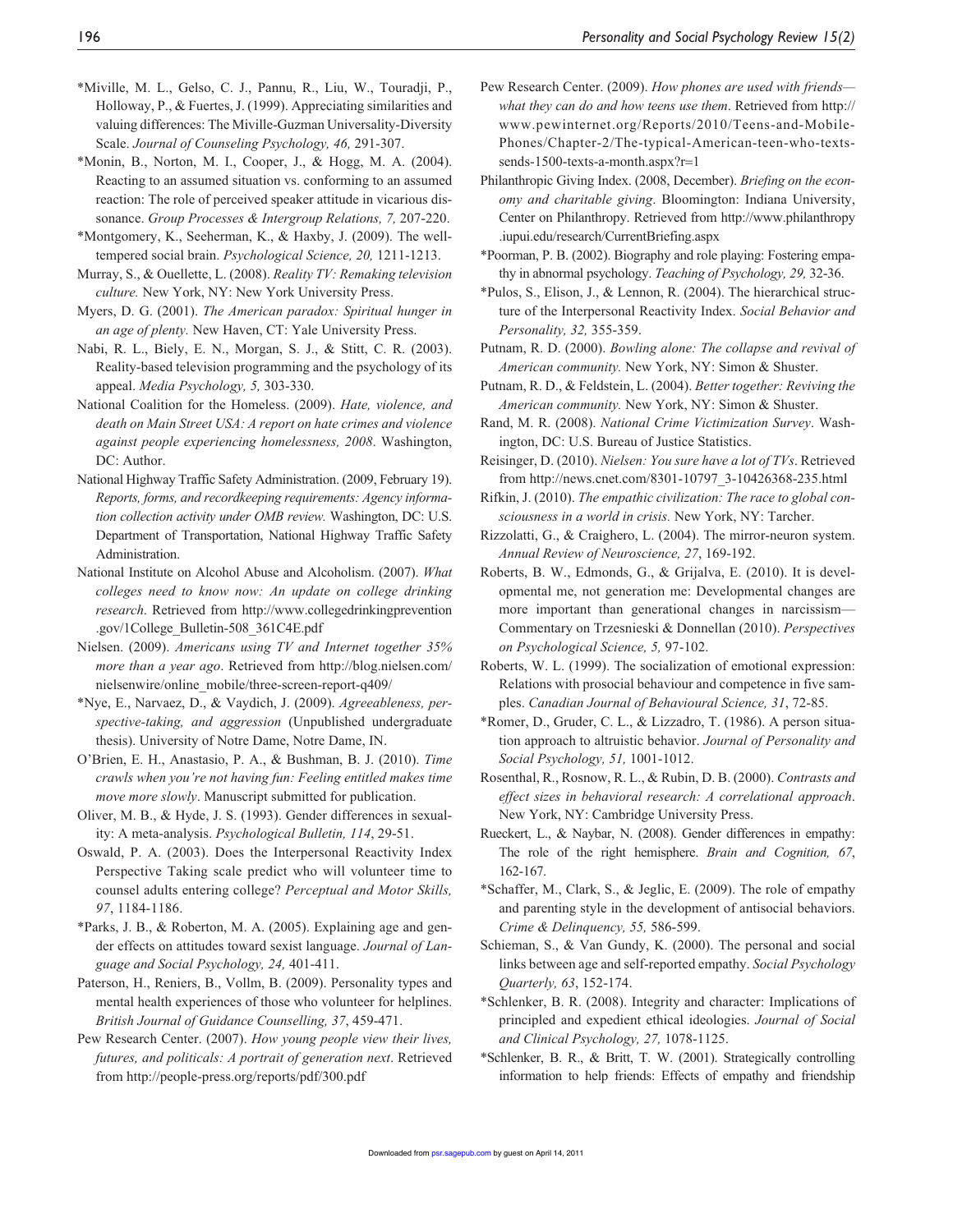*Miville, M. L., Gelso, C. J., Pannu, R., Liu, W., Touradji, P., Holloway, P., & Fuertes, J. (1999). Appreciating similarities and valuing differences: The Miville-Guzman Universality-Diversity Scale. *Journal of Counseling Psychology, 46,* 291-307.

*Monin, B., Norton, M. I., Cooper, J., & Hogg, M. A. (2004). Reacting to an assumed situation vs. conforming to an assumed reaction: The role of perceived speaker attitude in vicarious dissonance. *Group Processes & Intergroup Relations, 7,* 207-220.

*Montgomery, K., Seeherman, K., & Haxby, J. (2009). The well-tempered social brain. *Psychological Science, 20,* 1211-1213.

Murray, S., & Ouellette, L. (2008). *Reality TV: Remaking television culture.* New York, NY: New York University Press.

Myers, D. G. (2001). *The American paradox: Spiritual hunger in an age of plenty.* New Haven, CT: Yale University Press.

Nabi, R. L., Biely, E. N., Morgan, S. J., & Stitt, C. R. (2003). Reality-based television programming and the psychology of its appeal. *Media Psychology, 5,* 303-330.

National Coalition for the Homeless. (2009). *Hate, violence, and death on Main Street USA: A report on hate crimes and violence against people experiencing homelessness, 2008*. Washington, DC: Author.

National Highway Traffic Safety Administration. (2009, February 19). *Reports, forms, and recordkeeping requirements: Agency information collection activity under OMB review.* Washington, DC: U.S. Department of Transportation, National Highway Traffic Safety Administration.

National Institute on Alcohol Abuse and Alcoholism. (2007). *What colleges need to know now: An update on college drinking research*. Retrieved from http://www.collegedrinkingprevention.gov/1College_Bulletin-508_361C4E.pdf

Nielsen. (2009). *Americans using TV and Internet together 35% more than a year ago*. Retrieved from http://blog.nielsen.com/nielsenwire/online_mobile/three-screen-report-q409/

*Nye, E., Narvaez, D., & Vaydich, J. (2009). *Agreeableness, perspective-taking, and aggression* (Unpublished undergraduate thesis). University of Notre Dame, Notre Dame, IN.

O'Brien, E. H., Anastasio, P. A., & Bushman, B. J. (2010). *Time crawls when you're not having fun: Feeling entitled makes time move more slowly*. Manuscript submitted for publication.

Oliver, M. B., & Hyde, J. S. (1993). Gender differences in sexuality: A meta-analysis. *Psychological Bulletin, 114*, 29-51.

Oswald, P. A. (2003). Does the Interpersonal Reactivity Index Perspective Taking scale predict who will volunteer time to counsel adults entering college? *Perceptual and Motor Skills, 97*, 1184-1186.

*Parks, J. B., & Roberton, M. A. (2005). Explaining age and gender effects on attitudes toward sexist language. *Journal of Language and Social Psychology, 24,* 401-411.

Paterson, H., Reniers, B., Vollm, B. (2009). Personality types and mental health experiences of those who volunteer for helplines. *British Journal of Guidance Counselling, 37*, 459-471.

Pew Research Center. (2007). *How young people view their lives, futures, and politicals: A portrait of generation next*. Retrieved from http://people-press.org/reports/pdf/300.pdf

Pew Research Center. (2009). *How phones are used with friends—what they can do and how teens use them*. Retrieved from http://www.pewinternet.org/Reports/2010/Teens-and-Mobile-Phones/Chapter-2/The-typical-American-teen-who-texts-sends-1500-texts-a-month.aspx?r=1

Philanthropic Giving Index. (2008, December). *Briefing on the economy and charitable giving*. Bloomington: Indiana University, Center on Philanthropy. Retrieved from http://www.philanthropy.iupui.edu/research/CurrentBriefing.aspx

*Poorman, P. B. (2002). Biography and role playing: Fostering empathy in abnormal psychology. *Teaching of Psychology, 29,* 32-36.

*Pulos, S., Elison, J., & Lennon, R. (2004). The hierarchical structure of the Interpersonal Reactivity Index. *Social Behavior and Personality, 32,* 355-359.

Putnam, R. D. (2000). *Bowling alone: The collapse and revival of American community.* New York, NY: Simon & Shuster.

Putnam, R. D., & Feldstein, L. (2004). *Better together: Reviving the American community.* New York, NY: Simon & Shuster.

Rand, M. R. (2008). *National Crime Victimization Survey*. Washington, DC: U.S. Bureau of Justice Statistics.

Reisinger, D. (2010). *Nielsen: You sure have a lot of TVs*. Retrieved from http://news.cnet.com/8301-10797_3-10426368-235.html

Rifkin, J. (2010). *The empathic civilization: The race to global consciousness in a world in crisis.* New York, NY: Tarcher.

Rizzolatti, G., & Craighero, L. (2004). The mirror-neuron system. *Annual Review of Neuroscience, 27*, 169-192.

Roberts, B. W., Edmonds, G., & Grijalva, E. (2010). It is developmental me, not generation me: Developmental changes are more important than generational changes in narcissism—Commentary on Trzesnieski & Donnellan (2010). *Perspectives on Psychological Science, 5,* 97-102.

Roberts, W. L. (1999). The socialization of emotional expression: Relations with prosocial behaviour and competence in five samples. *Canadian Journal of Behavioural Science, 31*, 72-85.

*Romer, D., Gruder, C. L., & Lizzadro, T. (1986). A person situation approach to altruistic behavior. *Journal of Personality and Social Psychology, 51,* 1001-1012.

Rosenthal, R., Rosnow, R. L., & Rubin, D. B. (2000). *Contrasts and effect sizes in behavioral research: A correlational approach*. New York, NY: Cambridge University Press.

Rueckert, L., & Naybar, N. (2008). Gender differences in empathy: The role of the right hemisphere. *Brain and Cognition, 67*, 162-167.

*Schaffer, M., Clark, S., & Jeglic, E. (2009). The role of empathy and parenting style in the development of antisocial behaviors. *Crime & Delinquency, 55,* 586-599.

Schieman, S., & Van Gundy, K. (2000). The personal and social links between age and self-reported empathy. *Social Psychology Quarterly, 63*, 152-174.

*Schlenker, B. R. (2008). Integrity and character: Implications of principled and expedient ethical ideologies. *Journal of Social and Clinical Psychology, 27,* 1078-1125.

*Schlenker, B. R., & Britt, T. W. (2001). Strategically controlling information to help friends: Effects of empathy and friendship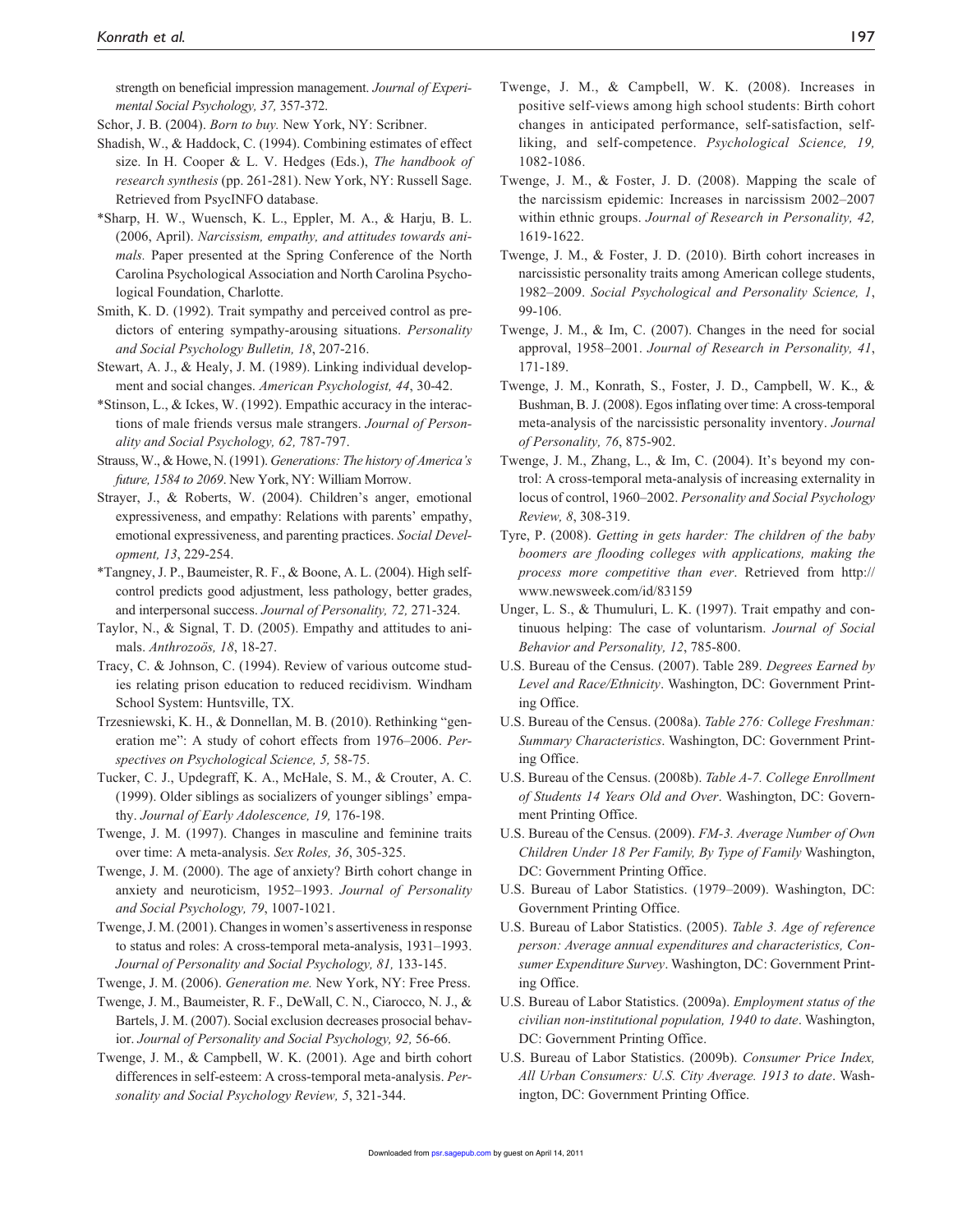strength on beneficial impression management. *Journal of Experimental Social Psychology, 37,* 357-372.

Schor, J. B. (2004). *Born to buy.* New York, NY: Scribner.

Shadish, W., & Haddock, C. (1994). Combining estimates of effect size. In H. Cooper & L. V. Hedges (Eds.), *The handbook of research synthesis* (pp. 261-281). New York, NY: Russell Sage. Retrieved from PsycINFO database.

*Sharp, H. W., Wuensch, K. L., Eppler, M. A., & Harju, B. L. (2006, April). *Narcissism, empathy, and attitudes towards animals.* Paper presented at the Spring Conference of the North Carolina Psychological Association and North Carolina Psychological Foundation, Charlotte.

Smith, K. D. (1992). Trait sympathy and perceived control as predictors of entering sympathy-arousing situations. *Personality and Social Psychology Bulletin, 18*, 207-216.

Stewart, A. J., & Healy, J. M. (1989). Linking individual development and social changes. *American Psychologist, 44*, 30-42.

*Stinson, L., & Ickes, W. (1992). Empathic accuracy in the interactions of male friends versus male strangers. *Journal of Personality and Social Psychology, 62,* 787-797.

Strauss, W., & Howe, N. (1991). *Generations: The history of America's future, 1584 to 2069*. New York, NY: William Morrow.

Strayer, J., & Roberts, W. (2004). Children's anger, emotional expressiveness, and empathy: Relations with parents' empathy, emotional expressiveness, and parenting practices. *Social Development, 13*, 229-254.

*Tangney, J. P., Baumeister, R. F., & Boone, A. L. (2004). High self-control predicts good adjustment, less pathology, better grades, and interpersonal success. *Journal of Personality, 72,* 271-324.

Taylor, N., & Signal, T. D. (2005). Empathy and attitudes to animals. *Anthrozoös, 18*, 18-27.

Tracy, C. & Johnson, C. (1994). Review of various outcome studies relating prison education to reduced recidivism. Windham School System: Huntsville, TX.

Trzesniewski, K. H., & Donnellan, M. B. (2010). Rethinking "generation me": A study of cohort effects from 1976–2006. *Perspectives on Psychological Science, 5,* 58-75.

Tucker, C. J., Updegraff, K. A., McHale, S. M., & Crouter, A. C. (1999). Older siblings as socializers of younger siblings' empathy. *Journal of Early Adolescence, 19,* 176-198.

Twenge, J. M. (1997). Changes in masculine and feminine traits over time: A meta-analysis. *Sex Roles, 36*, 305-325.

Twenge, J. M. (2000). The age of anxiety? Birth cohort change in anxiety and neuroticism, 1952–1993. *Journal of Personality and Social Psychology, 79*, 1007-1021.

Twenge, J. M. (2001). Changes in women's assertiveness in response to status and roles: A cross-temporal meta-analysis, 1931–1993. *Journal of Personality and Social Psychology, 81,* 133-145.

Twenge, J. M. (2006). *Generation me.* New York, NY: Free Press.

Twenge, J. M., Baumeister, R. F., DeWall, C. N., Ciarocco, N. J., & Bartels, J. M. (2007). Social exclusion decreases prosocial behavior. *Journal of Personality and Social Psychology, 92,* 56-66.

Twenge, J. M., & Campbell, W. K. (2001). Age and birth cohort differences in self-esteem: A cross-temporal meta-analysis. *Personality and Social Psychology Review, 5*, 321-344.

Twenge, J. M., & Campbell, W. K. (2008). Increases in positive self-views among high school students: Birth cohort changes in anticipated performance, self-satisfaction, self-liking, and self-competence. *Psychological Science, 19,* 1082-1086.

Twenge, J. M., & Foster, J. D. (2008). Mapping the scale of the narcissism epidemic: Increases in narcissism 2002–2007 within ethnic groups. *Journal of Research in Personality, 42,* 1619-1622.

Twenge, J. M., & Foster, J. D. (2010). Birth cohort increases in narcissistic personality traits among American college students, 1982–2009. *Social Psychological and Personality Science, 1*, 99-106.

Twenge, J. M., & Im, C. (2007). Changes in the need for social approval, 1958–2001. *Journal of Research in Personality, 41*, 171-189.

Twenge, J. M., Konrath, S., Foster, J. D., Campbell, W. K., & Bushman, B. J. (2008). Egos inflating over time: A cross-temporal meta-analysis of the narcissistic personality inventory. *Journal of Personality, 76*, 875-902.

Twenge, J. M., Zhang, L., & Im, C. (2004). It's beyond my control: A cross-temporal meta-analysis of increasing externality in locus of control, 1960–2002. *Personality and Social Psychology Review, 8*, 308-319.

Tyre, P. (2008). *Getting in gets harder: The children of the baby boomers are flooding colleges with applications, making the process more competitive than ever*. Retrieved from http://www.newsweek.com/id/83159

Unger, L. S., & Thumuluri, L. K. (1997). Trait empathy and continuous helping: The case of voluntarism. *Journal of Social Behavior and Personality, 12*, 785-800.

U.S. Bureau of the Census. (2007). Table 289. *Degrees Earned by Level and Race/Ethnicity*. Washington, DC: Government Printing Office.

U.S. Bureau of the Census. (2008a). *Table 276: College Freshman: Summary Characteristics*. Washington, DC: Government Printing Office.

U.S. Bureau of the Census. (2008b). *Table A-7. College Enrollment of Students 14 Years Old and Over*. Washington, DC: Government Printing Office.

U.S. Bureau of the Census. (2009). *FM-3. Average Number of Own Children Under 18 Per Family, By Type of Family* Washington, DC: Government Printing Office.

U.S. Bureau of Labor Statistics. (1979–2009). Washington, DC: Government Printing Office.

U.S. Bureau of Labor Statistics. (2005). *Table 3. Age of reference person: Average annual expenditures and characteristics, Consumer Expenditure Survey*. Washington, DC: Government Printing Office.

U.S. Bureau of Labor Statistics. (2009a). *Employment status of the civilian non-institutional population, 1940 to date*. Washington, DC: Government Printing Office.

U.S. Bureau of Labor Statistics. (2009b). *Consumer Price Index, All Urban Consumers: U.S. City Average. 1913 to date*. Washington, DC: Government Printing Office.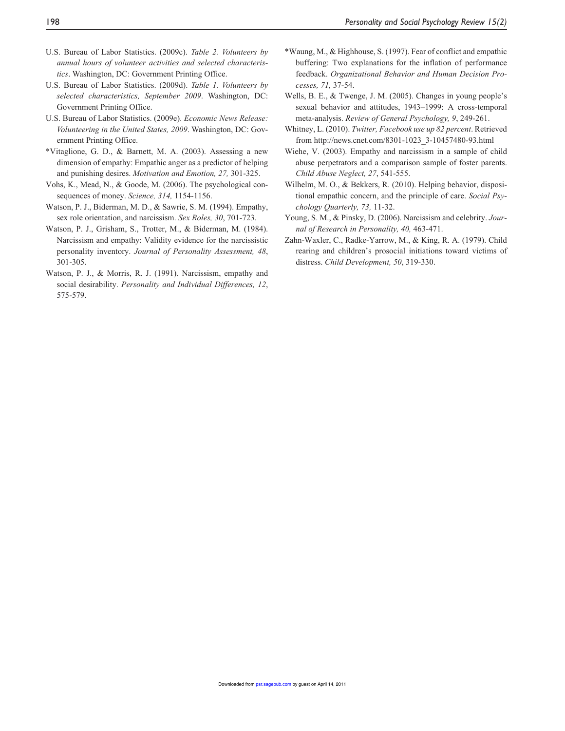U.S. Bureau of Labor Statistics. (2009c). *Table 2. Volunteers by annual hours of volunteer activities and selected characteristics*. Washington, DC: Government Printing Office.

U.S. Bureau of Labor Statistics. (2009d). *Table 1. Volunteers by selected characteristics, September 2009*. Washington, DC: Government Printing Office.

U.S. Bureau of Labor Statistics. (2009e). *Economic News Release: Volunteering in the United States, 2009*. Washington, DC: Government Printing Office.

*Vitaglione, G. D., & Barnett, M. A. (2003). Assessing a new dimension of empathy: Empathic anger as a predictor of helping and punishing desires. *Motivation and Emotion, 27,* 301-325.

Vohs, K., Mead, N., & Goode, M. (2006). The psychological consequences of money. *Science, 314,* 1154-1156.

Watson, P. J., Biderman, M. D., & Sawrie, S. M. (1994). Empathy, sex role orientation, and narcissism. *Sex Roles, 30*, 701-723.

Watson, P. J., Grisham, S., Trotter, M., & Biderman, M. (1984). Narcissism and empathy: Validity evidence for the narcissistic personality inventory. *Journal of Personality Assessment, 48*, 301-305.

Watson, P. J., & Morris, R. J. (1991). Narcissism, empathy and social desirability. *Personality and Individual Differences, 12*, 575-579.

*Waung, M., & Highhouse, S. (1997). Fear of conflict and empathic buffering: Two explanations for the inflation of performance feedback. *Organizational Behavior and Human Decision Processes, 71,* 37-54.

Wells, B. E., & Twenge, J. M. (2005). Changes in young people's sexual behavior and attitudes, 1943–1999: A cross-temporal meta-analysis. *Review of General Psychology, 9*, 249-261.

Whitney, L. (2010). *Twitter, Facebook use up 82 percent*. Retrieved from http://news.cnet.com/8301-1023_3-10457480-93.html

Wiehe, V. (2003). Empathy and narcissism in a sample of child abuse perpetrators and a comparison sample of foster parents. *Child Abuse Neglect, 27*, 541-555.

Wilhelm, M. O., & Bekkers, R. (2010). Helping behavior, dispositional empathic concern, and the principle of care. *Social Psychology Quarterly, 73,* 11-32.

Young, S. M., & Pinsky, D. (2006). Narcissism and celebrity. *Journal of Research in Personality, 40,* 463-471.

Zahn-Waxler, C., Radke-Yarrow, M., & King, R. A. (1979). Child rearing and children's prosocial initiations toward victims of distress. *Child Development, 50*, 319-330.